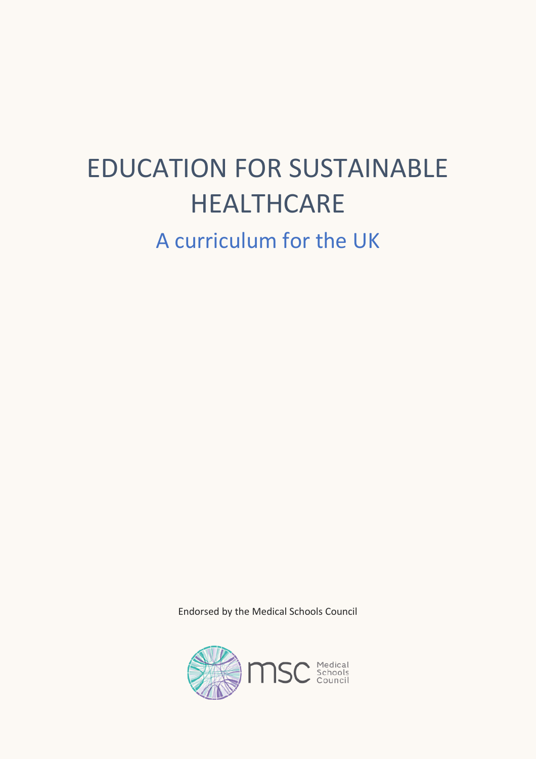# EDUCATION FOR SUSTAINABLE HEALTHCARE

## A curriculum for the UK

Endorsed by the Medical Schools Council

msc Medical Schools Council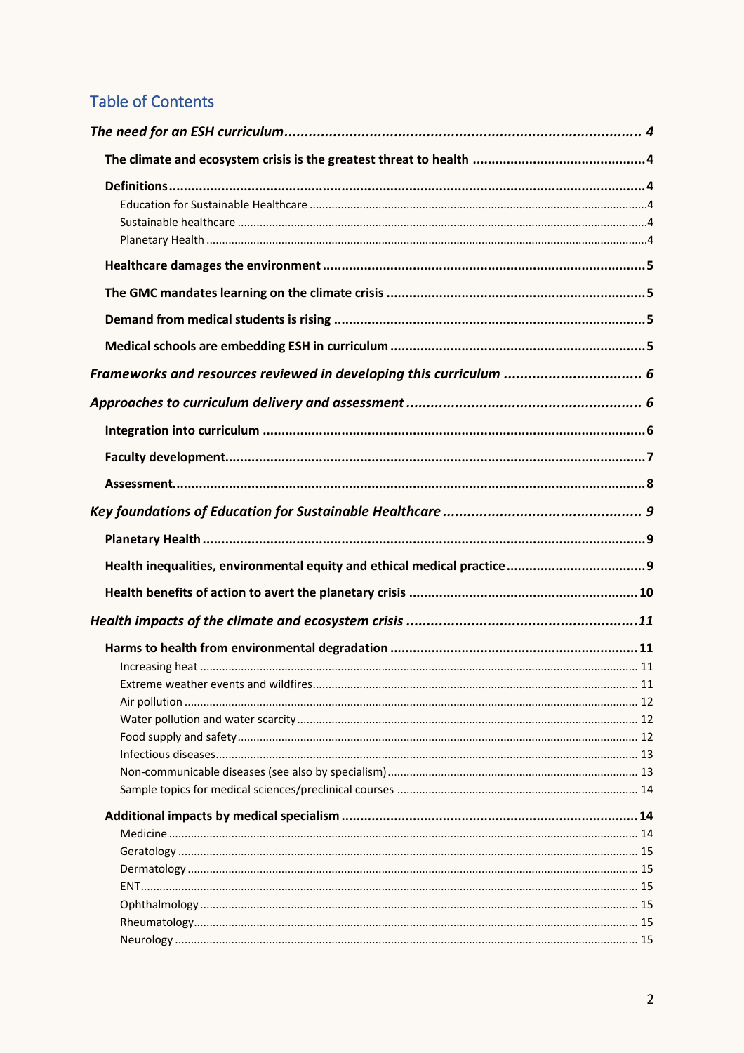## Table of Contents

*The need for an ESH curriculum* ........ 4

- **The climate and ecosystem crisis is the greatest threat to health** ........ 4
- **Definitions** ........ 4
  - Education for Sustainable Healthcare ........ 4
  - Sustainable healthcare ........ 4
  - Planetary Health ........ 4
- **Healthcare damages the environment** ........ 5
- **The GMC mandates learning on the climate crisis** ........ 5
- **Demand from medical students is rising** ........ 5
- **Medical schools are embedding ESH in curriculum** ........ 5

*Frameworks and resources reviewed in developing this curriculum* ........ 6

*Approaches to curriculum delivery and assessment* ........ 6

- **Integration into curriculum** ........ 6
- **Faculty development** ........ 7
- **Assessment** ........ 8

*Key foundations of Education for Sustainable Healthcare* ........ 9

- **Planetary Health** ........ 9
- **Health inequalities, environmental equity and ethical medical practice** ........ 9
- **Health benefits of action to avert the planetary crisis** ........ 10

*Health impacts of the climate and ecosystem crisis* ........ 11

- **Harms to health from environmental degradation** ........ 11
  - Increasing heat ........ 11
  - Extreme weather events and wildfires ........ 11
  - Air pollution ........ 12
  - Water pollution and water scarcity ........ 12
  - Food supply and safety ........ 12
  - Infectious diseases ........ 13
  - Non-communicable diseases (see also by specialism) ........ 13
  - Sample topics for medical sciences/preclinical courses ........ 14
- **Additional impacts by medical specialism** ........ 14
  - Medicine ........ 14
  - Geratology ........ 15
  - Dermatology ........ 15
  - ENT ........ 15
  - Ophthalmology ........ 15
  - Rheumatology ........ 15
  - Neurology ........ 15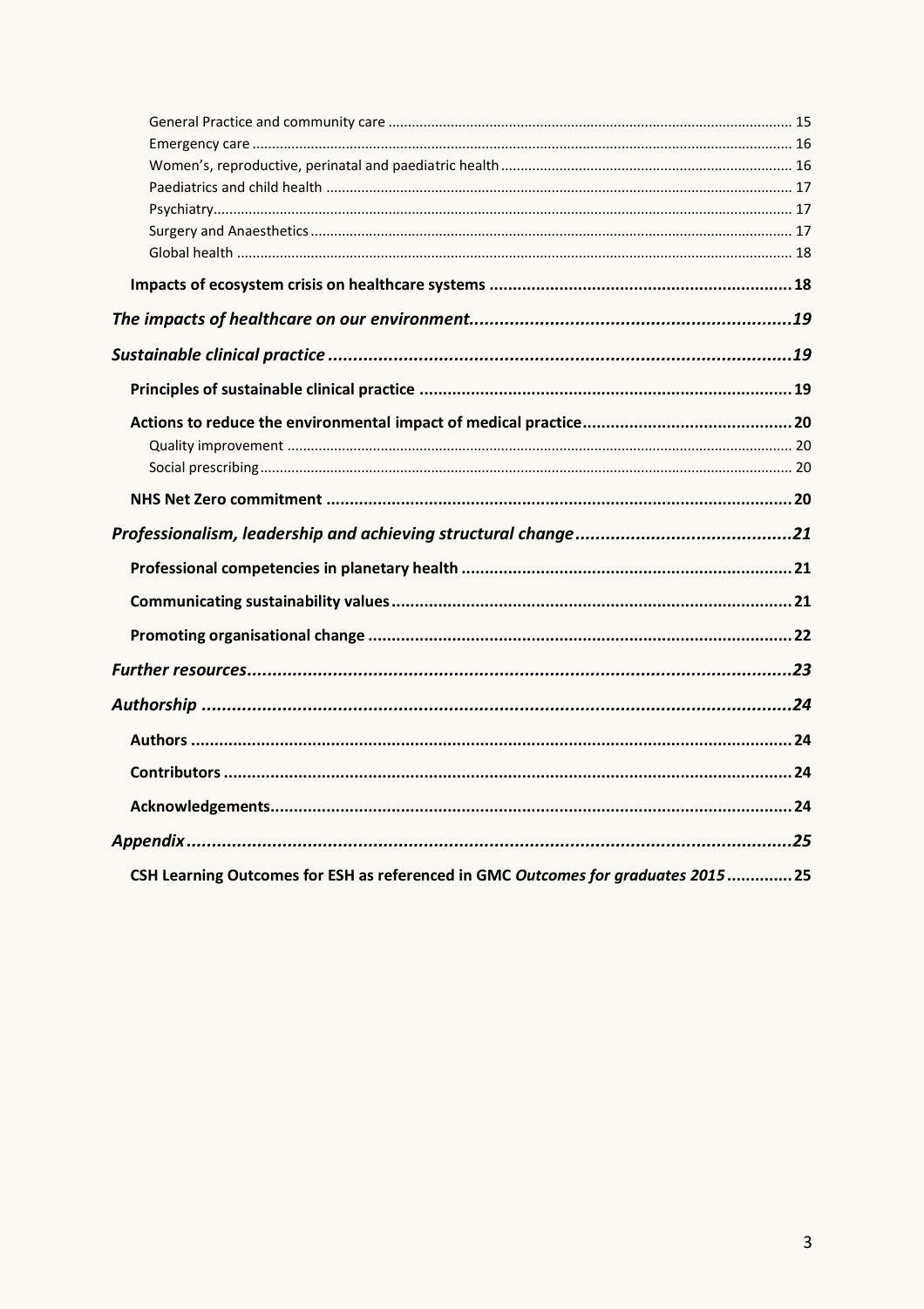- General Practice and community care .......... 15
- Emergency care .......... 16
- Women's, reproductive, perinatal and paediatric health .......... 16
- Paediatrics and child health .......... 17
- Psychiatry .......... 17
- Surgery and Anaesthetics .......... 17
- Global health .......... 18

**Impacts of ecosystem crisis on healthcare systems .......... 18**

***The impacts of healthcare on our environment .......... 19***

***Sustainable clinical practice .......... 19***

**Principles of sustainable clinical practice .......... 19**

**Actions to reduce the environmental impact of medical practice .......... 20**

- Quality improvement .......... 20
- Social prescribing .......... 20

**NHS Net Zero commitment .......... 20**

***Professionalism, leadership and achieving structural change .......... 21***

**Professional competencies in planetary health .......... 21**

**Communicating sustainability values .......... 21**

**Promoting organisational change .......... 22**

***Further resources .......... 23***

***Authorship .......... 24***

**Authors .......... 24**

**Contributors .......... 24**

**Acknowledgements .......... 24**

***Appendix .......... 25***

**CSH Learning Outcomes for ESH as referenced in GMC *Outcomes for graduates 2015* .......... 25**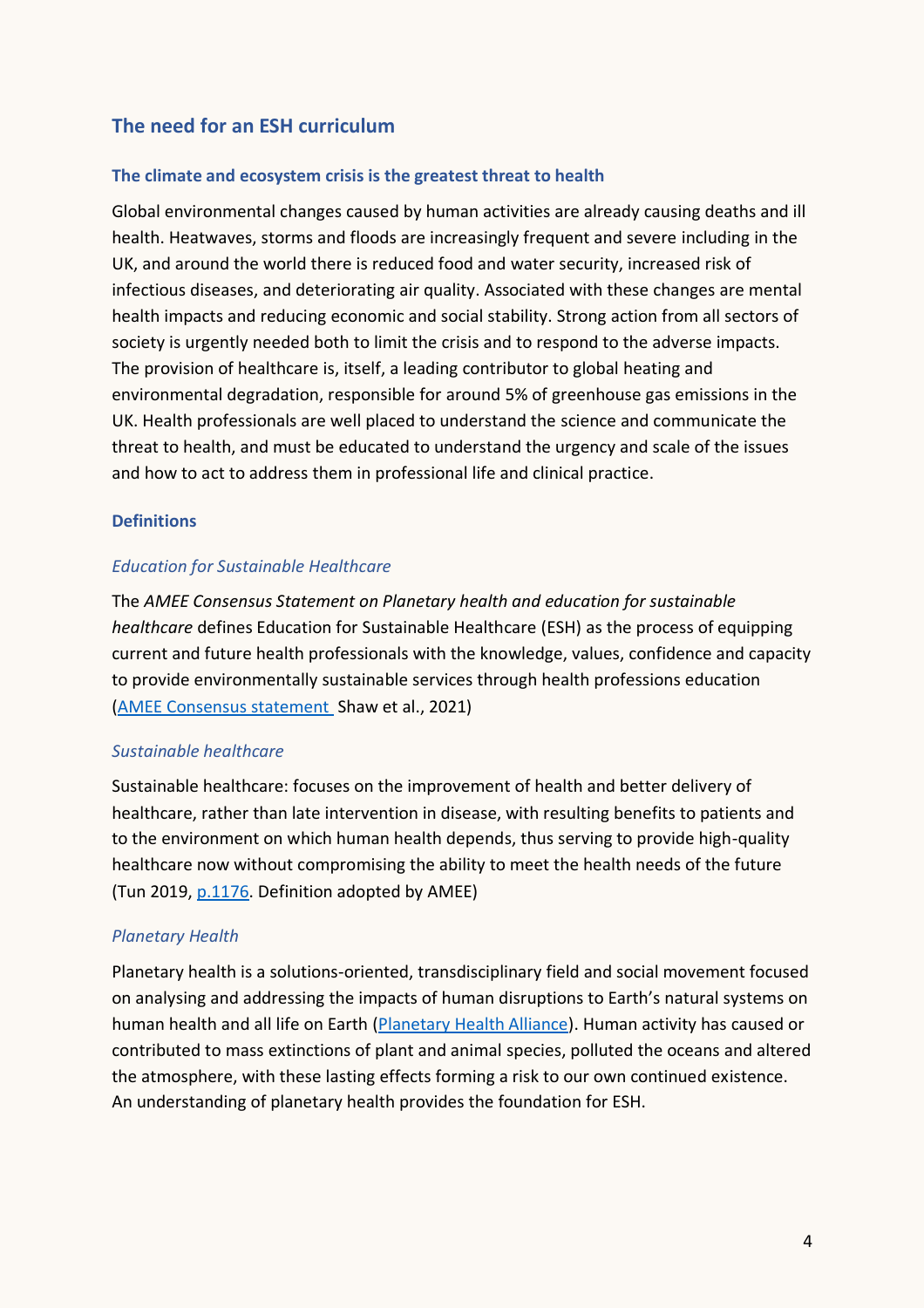## The need for an ESH curriculum

### The climate and ecosystem crisis is the greatest threat to health

Global environmental changes caused by human activities are already causing deaths and ill health. Heatwaves, storms and floods are increasingly frequent and severe including in the UK, and around the world there is reduced food and water security, increased risk of infectious diseases, and deteriorating air quality. Associated with these changes are mental health impacts and reducing economic and social stability. Strong action from all sectors of society is urgently needed both to limit the crisis and to respond to the adverse impacts. The provision of healthcare is, itself, a leading contributor to global heating and environmental degradation, responsible for around 5% of greenhouse gas emissions in the UK. Health professionals are well placed to understand the science and communicate the threat to health, and must be educated to understand the urgency and scale of the issues and how to act to address them in professional life and clinical practice.

### Definitions

#### *Education for Sustainable Healthcare*

The *AMEE Consensus Statement on Planetary health and education for sustainable healthcare* defines Education for Sustainable Healthcare (ESH) as the process of equipping current and future health professionals with the knowledge, values, confidence and capacity to provide environmentally sustainable services through health professions education (AMEE Consensus statement Shaw et al., 2021)

#### *Sustainable healthcare*

Sustainable healthcare: focuses on the improvement of health and better delivery of healthcare, rather than late intervention in disease, with resulting benefits to patients and to the environment on which human health depends, thus serving to provide high-quality healthcare now without compromising the ability to meet the health needs of the future (Tun 2019, p.1176. Definition adopted by AMEE)

#### *Planetary Health*

Planetary health is a solutions-oriented, transdisciplinary field and social movement focused on analysing and addressing the impacts of human disruptions to Earth's natural systems on human health and all life on Earth (Planetary Health Alliance). Human activity has caused or contributed to mass extinctions of plant and animal species, polluted the oceans and altered the atmosphere, with these lasting effects forming a risk to our own continued existence. An understanding of planetary health provides the foundation for ESH.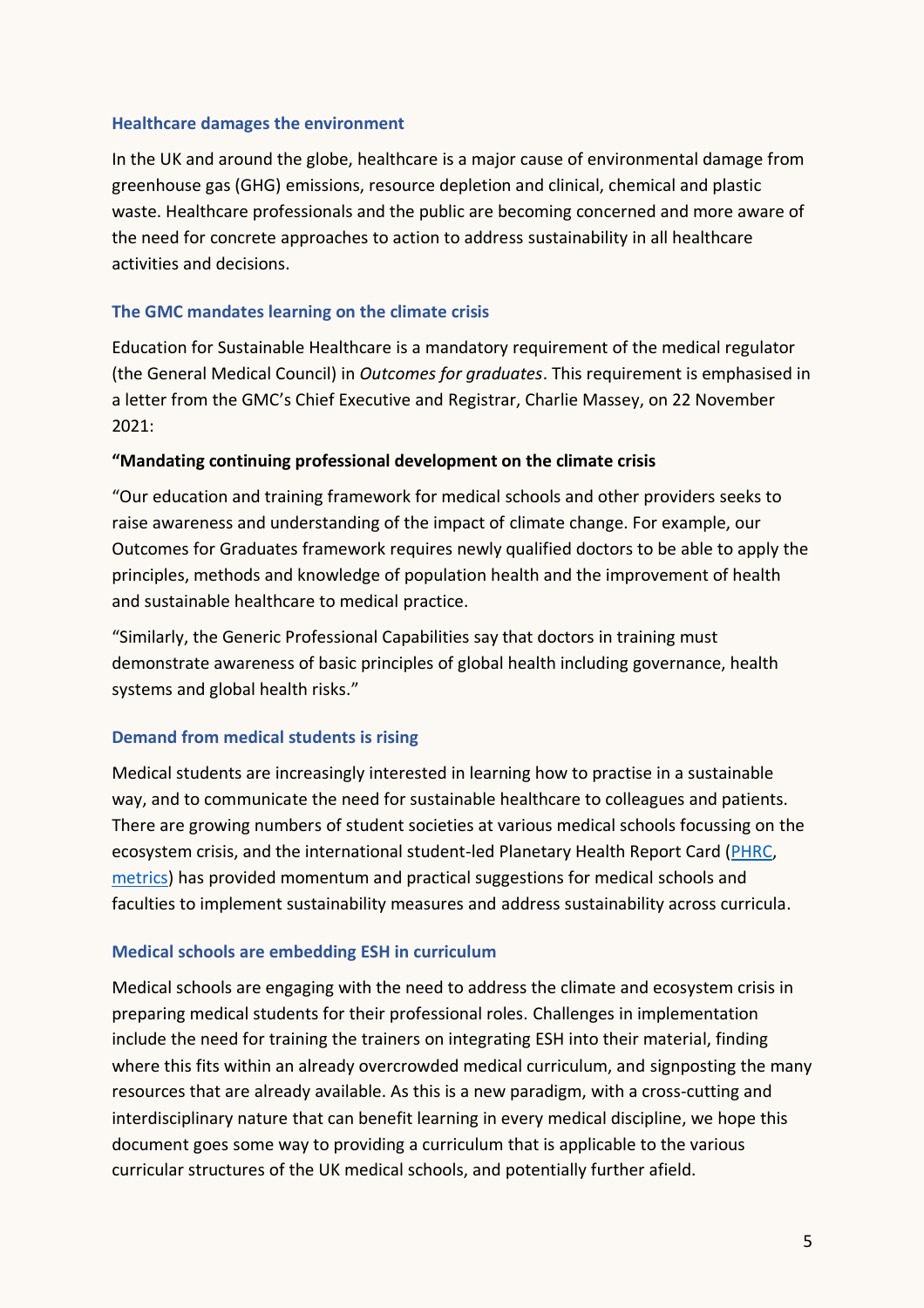### Healthcare damages the environment

In the UK and around the globe, healthcare is a major cause of environmental damage from greenhouse gas (GHG) emissions, resource depletion and clinical, chemical and plastic waste. Healthcare professionals and the public are becoming concerned and more aware of the need for concrete approaches to action to address sustainability in all healthcare activities and decisions.

### The GMC mandates learning on the climate crisis

Education for Sustainable Healthcare is a mandatory requirement of the medical regulator (the General Medical Council) in *Outcomes for graduates*. This requirement is emphasised in a letter from the GMC's Chief Executive and Registrar, Charlie Massey, on 22 November 2021:

**"Mandating continuing professional development on the climate crisis**

"Our education and training framework for medical schools and other providers seeks to raise awareness and understanding of the impact of climate change. For example, our Outcomes for Graduates framework requires newly qualified doctors to be able to apply the principles, methods and knowledge of population health and the improvement of health and sustainable healthcare to medical practice.

"Similarly, the Generic Professional Capabilities say that doctors in training must demonstrate awareness of basic principles of global health including governance, health systems and global health risks."

### Demand from medical students is rising

Medical students are increasingly interested in learning how to practise in a sustainable way, and to communicate the need for sustainable healthcare to colleagues and patients. There are growing numbers of student societies at various medical schools focussing on the ecosystem crisis, and the international student-led Planetary Health Report Card (PHRC, metrics) has provided momentum and practical suggestions for medical schools and faculties to implement sustainability measures and address sustainability across curricula.

### Medical schools are embedding ESH in curriculum

Medical schools are engaging with the need to address the climate and ecosystem crisis in preparing medical students for their professional roles. Challenges in implementation include the need for training the trainers on integrating ESH into their material, finding where this fits within an already overcrowded medical curriculum, and signposting the many resources that are already available. As this is a new paradigm, with a cross-cutting and interdisciplinary nature that can benefit learning in every medical discipline, we hope this document goes some way to providing a curriculum that is applicable to the various curricular structures of the UK medical schools, and potentially further afield.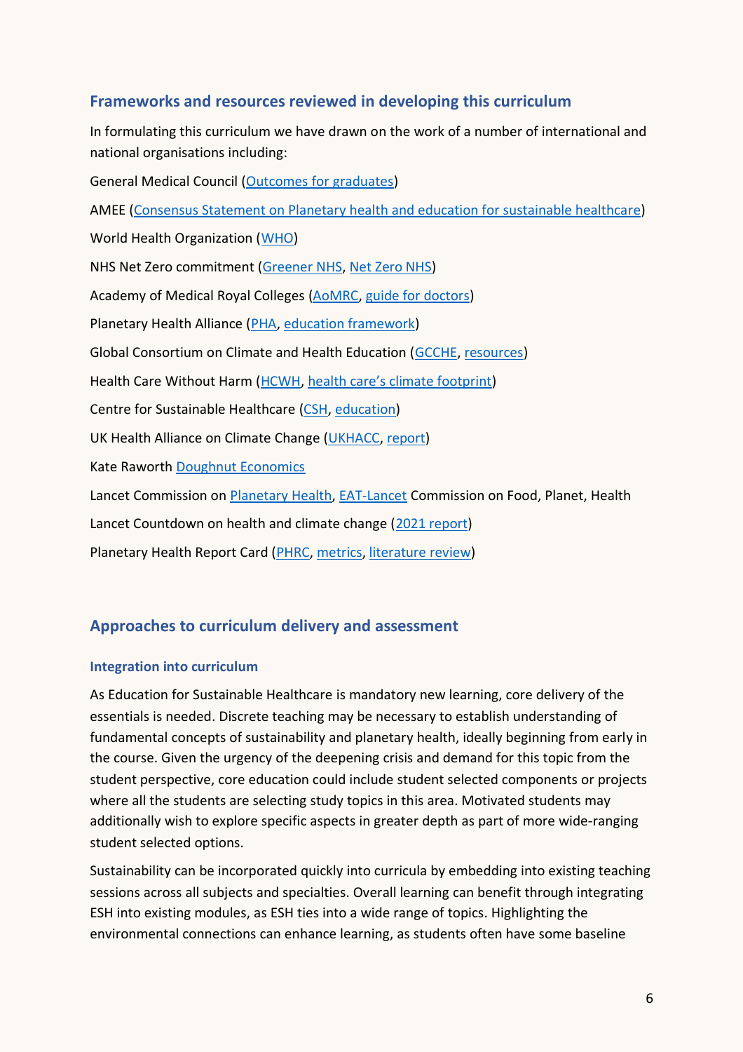## Frameworks and resources reviewed in developing this curriculum

In formulating this curriculum we have drawn on the work of a number of international and national organisations including:

General Medical Council (Outcomes for graduates)

AMEE (Consensus Statement on Planetary health and education for sustainable healthcare)

World Health Organization (WHO)

NHS Net Zero commitment (Greener NHS, Net Zero NHS)

Academy of Medical Royal Colleges (AoMRC, guide for doctors)

Planetary Health Alliance (PHA, education framework)

Global Consortium on Climate and Health Education (GCCHE, resources)

Health Care Without Harm (HCWH, health care's climate footprint)

Centre for Sustainable Healthcare (CSH, education)

UK Health Alliance on Climate Change (UKHACC, report)

Kate Raworth Doughnut Economics

Lancet Commission on Planetary Health, EAT-Lancet Commission on Food, Planet, Health

Lancet Countdown on health and climate change (2021 report)

Planetary Health Report Card (PHRC, metrics, literature review)

## Approaches to curriculum delivery and assessment

### Integration into curriculum

As Education for Sustainable Healthcare is mandatory new learning, core delivery of the essentials is needed. Discrete teaching may be necessary to establish understanding of fundamental concepts of sustainability and planetary health, ideally beginning from early in the course. Given the urgency of the deepening crisis and demand for this topic from the student perspective, core education could include student selected components or projects where all the students are selecting study topics in this area. Motivated students may additionally wish to explore specific aspects in greater depth as part of more wide-ranging student selected options.

Sustainability can be incorporated quickly into curricula by embedding into existing teaching sessions across all subjects and specialties. Overall learning can benefit through integrating ESH into existing modules, as ESH ties into a wide range of topics. Highlighting the environmental connections can enhance learning, as students often have some baseline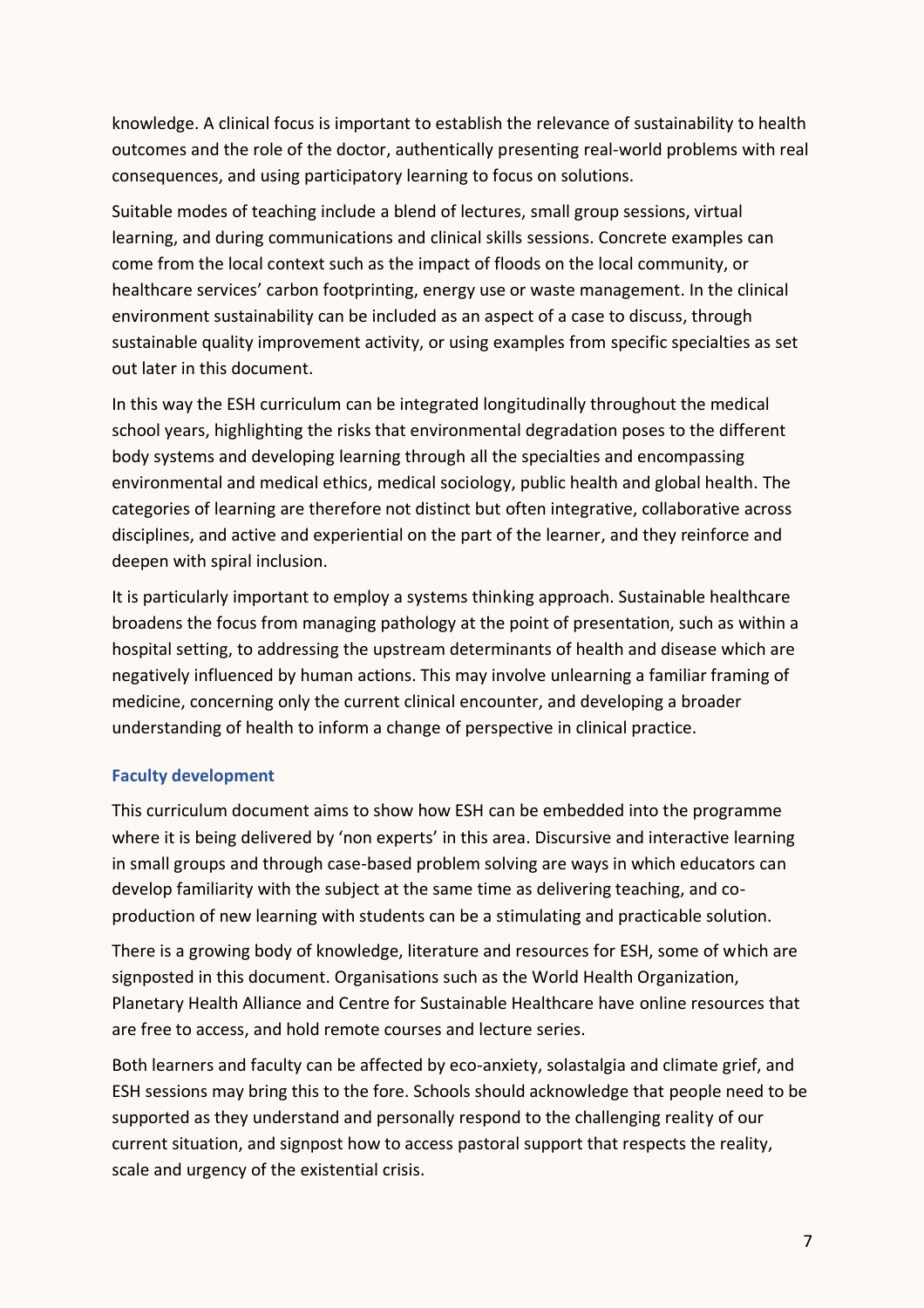knowledge. A clinical focus is important to establish the relevance of sustainability to health outcomes and the role of the doctor, authentically presenting real-world problems with real consequences, and using participatory learning to focus on solutions.

Suitable modes of teaching include a blend of lectures, small group sessions, virtual learning, and during communications and clinical skills sessions. Concrete examples can come from the local context such as the impact of floods on the local community, or healthcare services' carbon footprinting, energy use or waste management. In the clinical environment sustainability can be included as an aspect of a case to discuss, through sustainable quality improvement activity, or using examples from specific specialties as set out later in this document.

In this way the ESH curriculum can be integrated longitudinally throughout the medical school years, highlighting the risks that environmental degradation poses to the different body systems and developing learning through all the specialties and encompassing environmental and medical ethics, medical sociology, public health and global health. The categories of learning are therefore not distinct but often integrative, collaborative across disciplines, and active and experiential on the part of the learner, and they reinforce and deepen with spiral inclusion.

It is particularly important to employ a systems thinking approach. Sustainable healthcare broadens the focus from managing pathology at the point of presentation, such as within a hospital setting, to addressing the upstream determinants of health and disease which are negatively influenced by human actions. This may involve unlearning a familiar framing of medicine, concerning only the current clinical encounter, and developing a broader understanding of health to inform a change of perspective in clinical practice.

### Faculty development

This curriculum document aims to show how ESH can be embedded into the programme where it is being delivered by 'non experts' in this area. Discursive and interactive learning in small groups and through case-based problem solving are ways in which educators can develop familiarity with the subject at the same time as delivering teaching, and co-production of new learning with students can be a stimulating and practicable solution.

There is a growing body of knowledge, literature and resources for ESH, some of which are signposted in this document. Organisations such as the World Health Organization, Planetary Health Alliance and Centre for Sustainable Healthcare have online resources that are free to access, and hold remote courses and lecture series.

Both learners and faculty can be affected by eco-anxiety, solastalgia and climate grief, and ESH sessions may bring this to the fore. Schools should acknowledge that people need to be supported as they understand and personally respond to the challenging reality of our current situation, and signpost how to access pastoral support that respects the reality, scale and urgency of the existential crisis.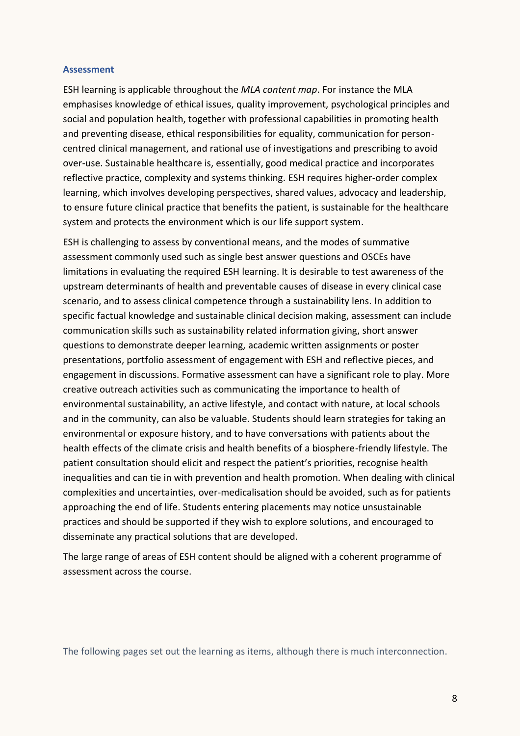## Assessment

ESH learning is applicable throughout the *MLA content map*. For instance the MLA emphasises knowledge of ethical issues, quality improvement, psychological principles and social and population health, together with professional capabilities in promoting health and preventing disease, ethical responsibilities for equality, communication for person-centred clinical management, and rational use of investigations and prescribing to avoid over-use. Sustainable healthcare is, essentially, good medical practice and incorporates reflective practice, complexity and systems thinking. ESH requires higher-order complex learning, which involves developing perspectives, shared values, advocacy and leadership, to ensure future clinical practice that benefits the patient, is sustainable for the healthcare system and protects the environment which is our life support system.

ESH is challenging to assess by conventional means, and the modes of summative assessment commonly used such as single best answer questions and OSCEs have limitations in evaluating the required ESH learning. It is desirable to test awareness of the upstream determinants of health and preventable causes of disease in every clinical case scenario, and to assess clinical competence through a sustainability lens. In addition to specific factual knowledge and sustainable clinical decision making, assessment can include communication skills such as sustainability related information giving, short answer questions to demonstrate deeper learning, academic written assignments or poster presentations, portfolio assessment of engagement with ESH and reflective pieces, and engagement in discussions. Formative assessment can have a significant role to play. More creative outreach activities such as communicating the importance to health of environmental sustainability, an active lifestyle, and contact with nature, at local schools and in the community, can also be valuable. Students should learn strategies for taking an environmental or exposure history, and to have conversations with patients about the health effects of the climate crisis and health benefits of a biosphere-friendly lifestyle. The patient consultation should elicit and respect the patient's priorities, recognise health inequalities and can tie in with prevention and health promotion. When dealing with clinical complexities and uncertainties, over-medicalisation should be avoided, such as for patients approaching the end of life. Students entering placements may notice unsustainable practices and should be supported if they wish to explore solutions, and encouraged to disseminate any practical solutions that are developed.

The large range of areas of ESH content should be aligned with a coherent programme of assessment across the course.

The following pages set out the learning as items, although there is much interconnection.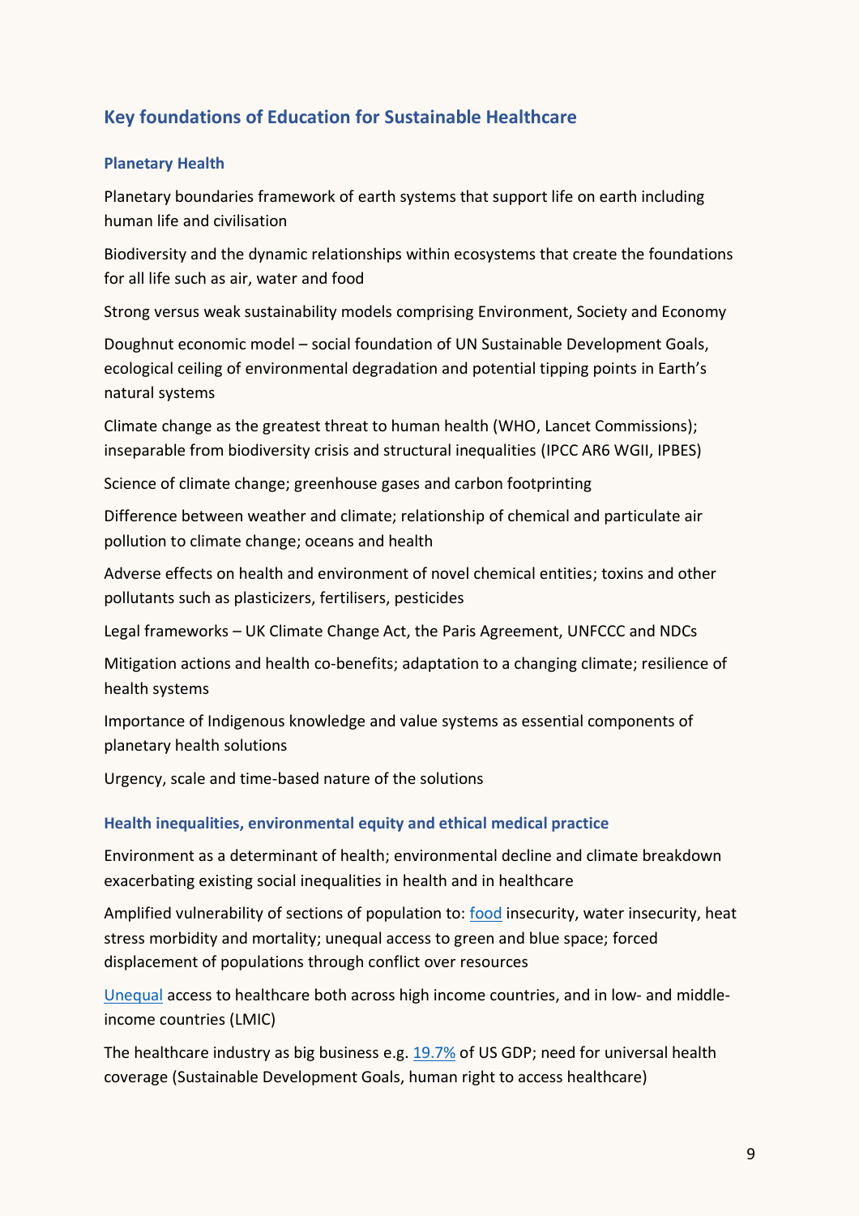## Key foundations of Education for Sustainable Healthcare

### Planetary Health

Planetary boundaries framework of earth systems that support life on earth including human life and civilisation

Biodiversity and the dynamic relationships within ecosystems that create the foundations for all life such as air, water and food

Strong versus weak sustainability models comprising Environment, Society and Economy

Doughnut economic model – social foundation of UN Sustainable Development Goals, ecological ceiling of environmental degradation and potential tipping points in Earth's natural systems

Climate change as the greatest threat to human health (WHO, Lancet Commissions); inseparable from biodiversity crisis and structural inequalities (IPCC AR6 WGII, IPBES)

Science of climate change; greenhouse gases and carbon footprinting

Difference between weather and climate; relationship of chemical and particulate air pollution to climate change; oceans and health

Adverse effects on health and environment of novel chemical entities; toxins and other pollutants such as plasticizers, fertilisers, pesticides

Legal frameworks – UK Climate Change Act, the Paris Agreement, UNFCCC and NDCs

Mitigation actions and health co-benefits; adaptation to a changing climate; resilience of health systems

Importance of Indigenous knowledge and value systems as essential components of planetary health solutions

Urgency, scale and time-based nature of the solutions

### Health inequalities, environmental equity and ethical medical practice

Environment as a determinant of health; environmental decline and climate breakdown exacerbating existing social inequalities in health and in healthcare

Amplified vulnerability of sections of population to: food insecurity, water insecurity, heat stress morbidity and mortality; unequal access to green and blue space; forced displacement of populations through conflict over resources

Unequal access to healthcare both across high income countries, and in low- and middle-income countries (LMIC)

The healthcare industry as big business e.g. 19.7% of US GDP; need for universal health coverage (Sustainable Development Goals, human right to access healthcare)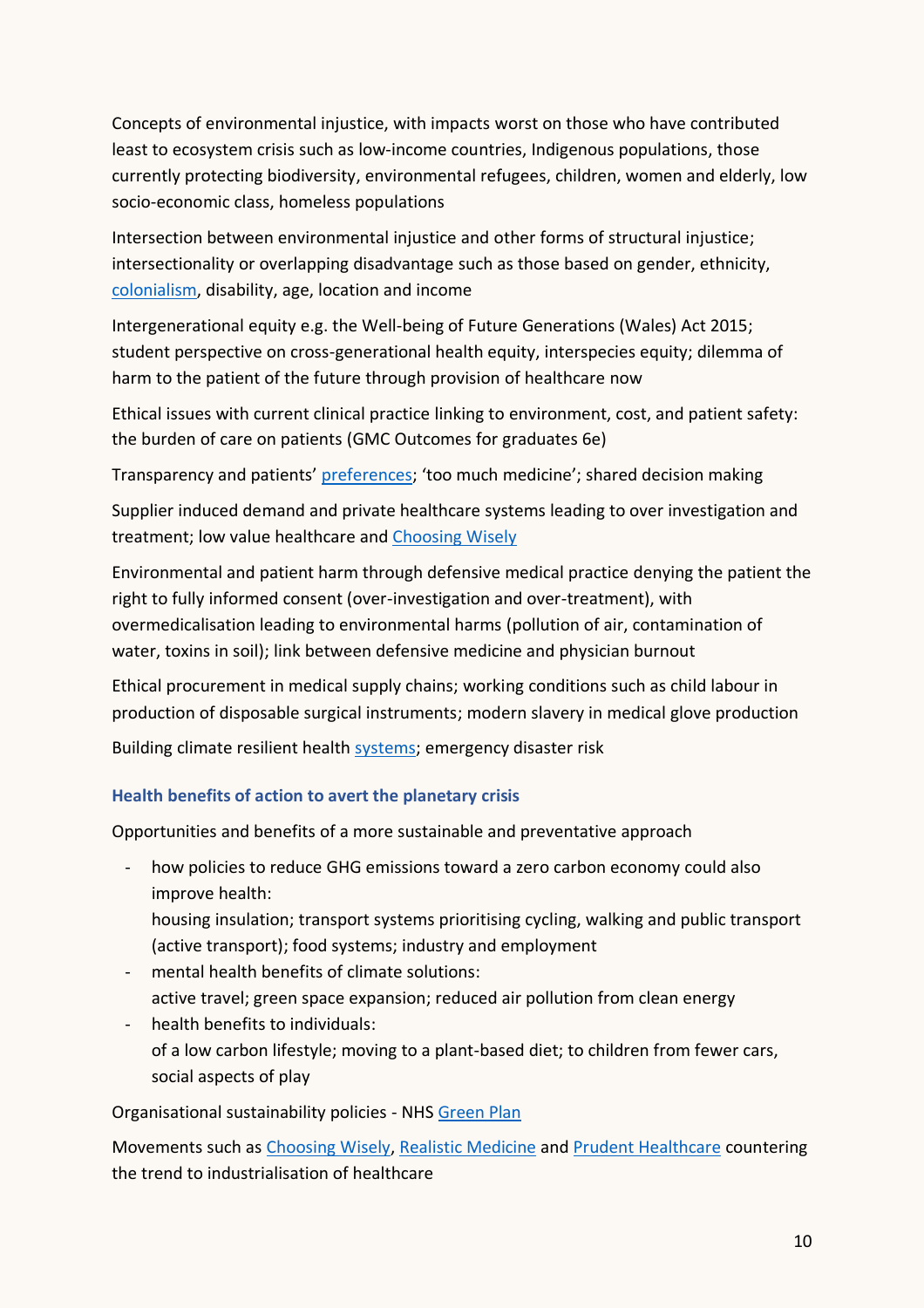Concepts of environmental injustice, with impacts worst on those who have contributed least to ecosystem crisis such as low-income countries, Indigenous populations, those currently protecting biodiversity, environmental refugees, children, women and elderly, low socio-economic class, homeless populations

Intersection between environmental injustice and other forms of structural injustice; intersectionality or overlapping disadvantage such as those based on gender, ethnicity, colonialism, disability, age, location and income

Intergenerational equity e.g. the Well-being of Future Generations (Wales) Act 2015; student perspective on cross-generational health equity, interspecies equity; dilemma of harm to the patient of the future through provision of healthcare now

Ethical issues with current clinical practice linking to environment, cost, and patient safety: the burden of care on patients (GMC Outcomes for graduates 6e)

Transparency and patients' preferences; 'too much medicine'; shared decision making

Supplier induced demand and private healthcare systems leading to over investigation and treatment; low value healthcare and Choosing Wisely

Environmental and patient harm through defensive medical practice denying the patient the right to fully informed consent (over-investigation and over-treatment), with overmedicalisation leading to environmental harms (pollution of air, contamination of water, toxins in soil); link between defensive medicine and physician burnout

Ethical procurement in medical supply chains; working conditions such as child labour in production of disposable surgical instruments; modern slavery in medical glove production

Building climate resilient health systems; emergency disaster risk

### Health benefits of action to avert the planetary crisis

Opportunities and benefits of a more sustainable and preventative approach

- how policies to reduce GHG emissions toward a zero carbon economy could also improve health:
  housing insulation; transport systems prioritising cycling, walking and public transport (active transport); food systems; industry and employment
- mental health benefits of climate solutions:
  active travel; green space expansion; reduced air pollution from clean energy
- health benefits to individuals:
  of a low carbon lifestyle; moving to a plant-based diet; to children from fewer cars, social aspects of play

Organisational sustainability policies - NHS Green Plan

Movements such as Choosing Wisely, Realistic Medicine and Prudent Healthcare countering the trend to industrialisation of healthcare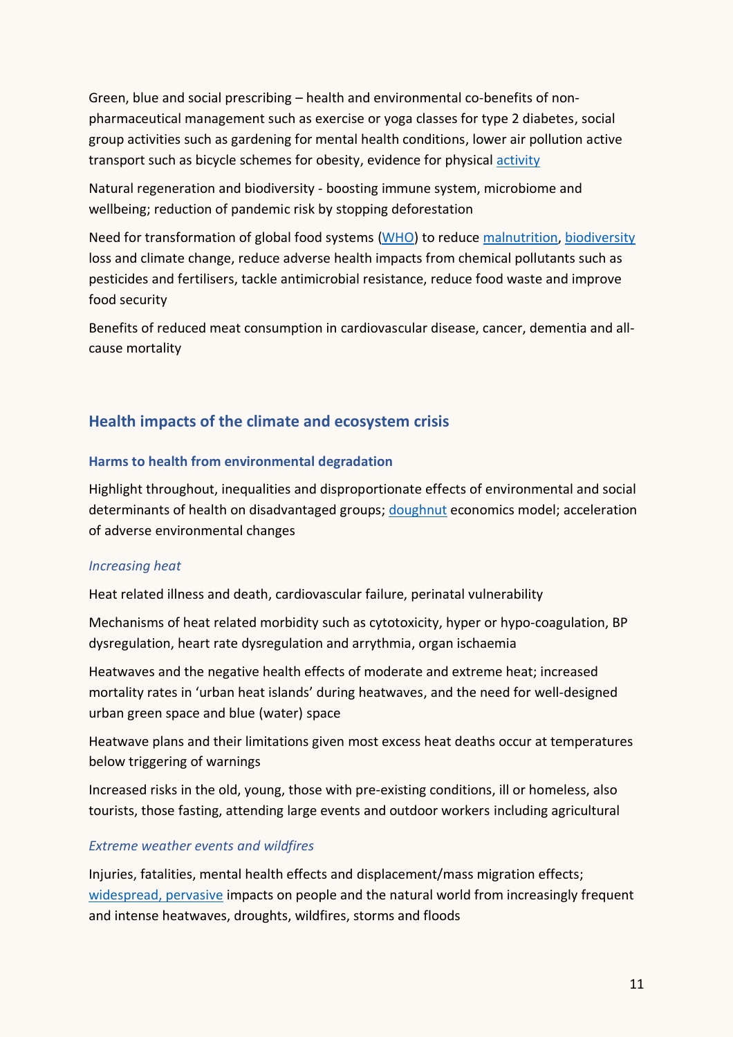Green, blue and social prescribing – health and environmental co-benefits of non-pharmaceutical management such as exercise or yoga classes for type 2 diabetes, social group activities such as gardening for mental health conditions, lower air pollution active transport such as bicycle schemes for obesity, evidence for physical [activity](activity)

Natural regeneration and biodiversity - boosting immune system, microbiome and wellbeing; reduction of pandemic risk by stopping deforestation

Need for transformation of global food systems ([WHO](WHO)) to reduce [malnutrition](malnutrition), [biodiversity](biodiversity) loss and climate change, reduce adverse health impacts from chemical pollutants such as pesticides and fertilisers, tackle antimicrobial resistance, reduce food waste and improve food security

Benefits of reduced meat consumption in cardiovascular disease, cancer, dementia and all-cause mortality

## Health impacts of the climate and ecosystem crisis

### Harms to health from environmental degradation

Highlight throughout, inequalities and disproportionate effects of environmental and social determinants of health on disadvantaged groups; [doughnut](doughnut) economics model; acceleration of adverse environmental changes

#### *Increasing heat*

Heat related illness and death, cardiovascular failure, perinatal vulnerability

Mechanisms of heat related morbidity such as cytotoxicity, hyper or hypo-coagulation, BP dysregulation, heart rate dysregulation and arrythmia, organ ischaemia

Heatwaves and the negative health effects of moderate and extreme heat; increased mortality rates in 'urban heat islands' during heatwaves, and the need for well-designed urban green space and blue (water) space

Heatwave plans and their limitations given most excess heat deaths occur at temperatures below triggering of warnings

Increased risks in the old, young, those with pre-existing conditions, ill or homeless, also tourists, those fasting, attending large events and outdoor workers including agricultural

#### *Extreme weather events and wildfires*

Injuries, fatalities, mental health effects and displacement/mass migration effects; [widespread, pervasive](widespread, pervasive) impacts on people and the natural world from increasingly frequent and intense heatwaves, droughts, wildfires, storms and floods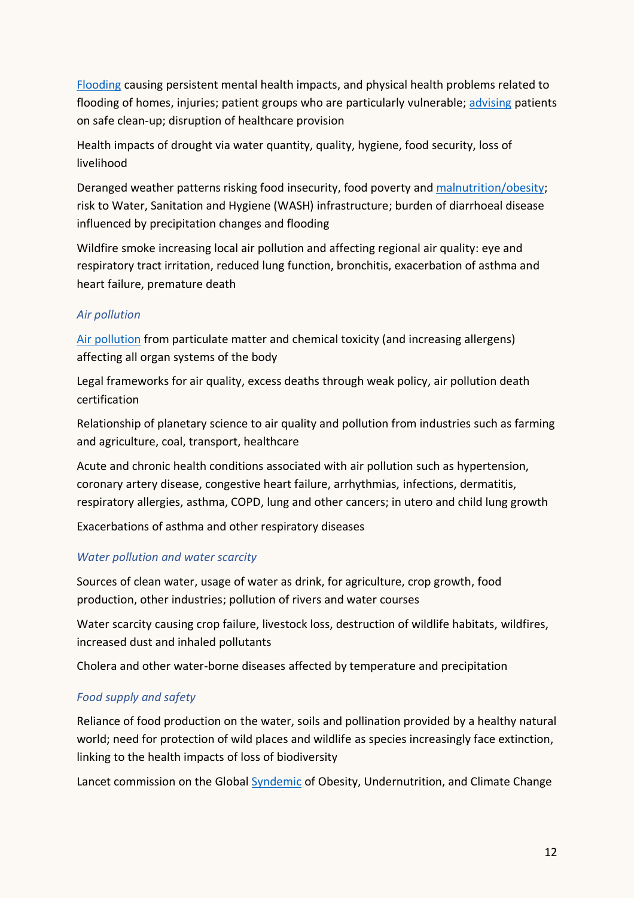Flooding causing persistent mental health impacts, and physical health problems related to flooding of homes, injuries; patient groups who are particularly vulnerable; advising patients on safe clean-up; disruption of healthcare provision

Health impacts of drought via water quantity, quality, hygiene, food security, loss of livelihood

Deranged weather patterns risking food insecurity, food poverty and malnutrition/obesity; risk to Water, Sanitation and Hygiene (WASH) infrastructure; burden of diarrhoeal disease influenced by precipitation changes and flooding

Wildfire smoke increasing local air pollution and affecting regional air quality: eye and respiratory tract irritation, reduced lung function, bronchitis, exacerbation of asthma and heart failure, premature death

### *Air pollution*

Air pollution from particulate matter and chemical toxicity (and increasing allergens) affecting all organ systems of the body

Legal frameworks for air quality, excess deaths through weak policy, air pollution death certification

Relationship of planetary science to air quality and pollution from industries such as farming and agriculture, coal, transport, healthcare

Acute and chronic health conditions associated with air pollution such as hypertension, coronary artery disease, congestive heart failure, arrhythmias, infections, dermatitis, respiratory allergies, asthma, COPD, lung and other cancers; in utero and child lung growth

Exacerbations of asthma and other respiratory diseases

### *Water pollution and water scarcity*

Sources of clean water, usage of water as drink, for agriculture, crop growth, food production, other industries; pollution of rivers and water courses

Water scarcity causing crop failure, livestock loss, destruction of wildlife habitats, wildfires, increased dust and inhaled pollutants

Cholera and other water-borne diseases affected by temperature and precipitation

### *Food supply and safety*

Reliance of food production on the water, soils and pollination provided by a healthy natural world; need for protection of wild places and wildlife as species increasingly face extinction, linking to the health impacts of loss of biodiversity

Lancet commission on the Global Syndemic of Obesity, Undernutrition, and Climate Change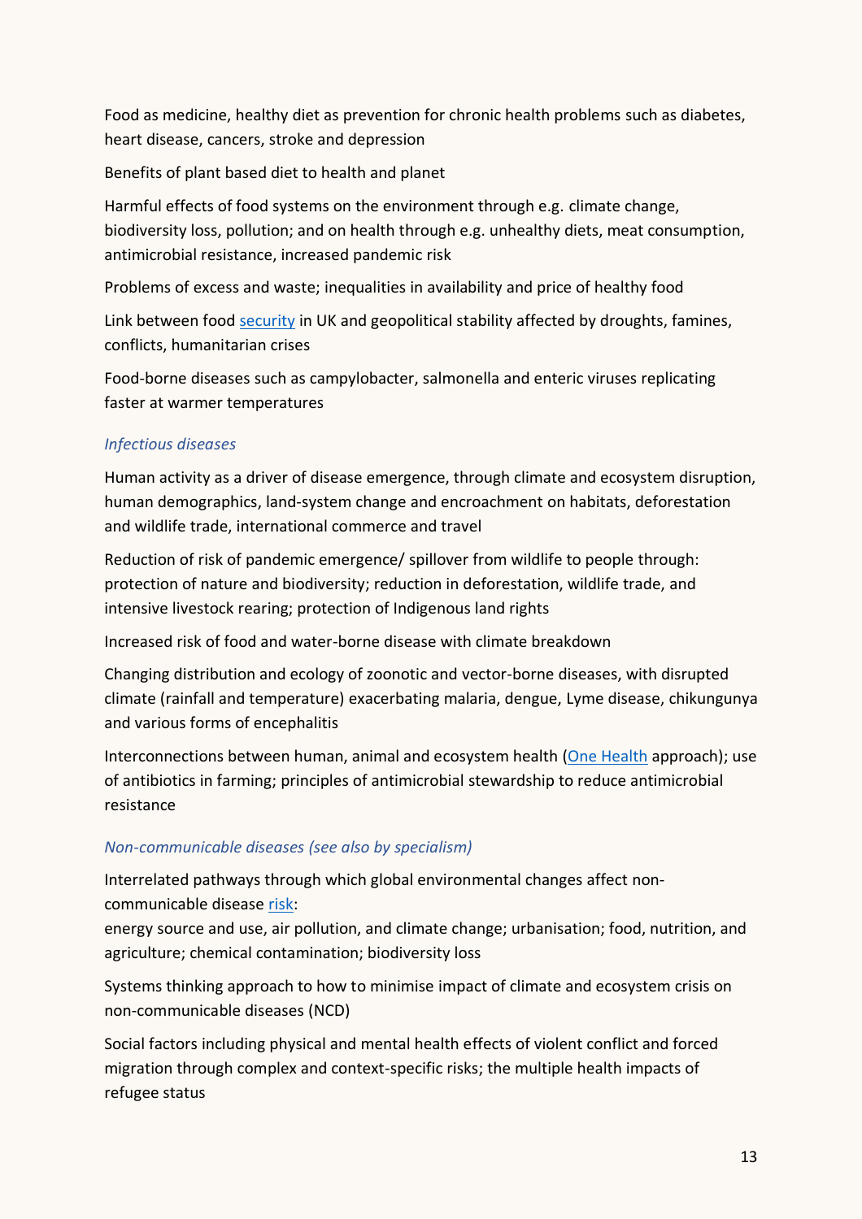Food as medicine, healthy diet as prevention for chronic health problems such as diabetes, heart disease, cancers, stroke and depression

Benefits of plant based diet to health and planet

Harmful effects of food systems on the environment through e.g. climate change, biodiversity loss, pollution; and on health through e.g. unhealthy diets, meat consumption, antimicrobial resistance, increased pandemic risk

Problems of excess and waste; inequalities in availability and price of healthy food

Link between food [security](#) in UK and geopolitical stability affected by droughts, famines, conflicts, humanitarian crises

Food-borne diseases such as campylobacter, salmonella and enteric viruses replicating faster at warmer temperatures

*Infectious diseases*

Human activity as a driver of disease emergence, through climate and ecosystem disruption, human demographics, land-system change and encroachment on habitats, deforestation and wildlife trade, international commerce and travel

Reduction of risk of pandemic emergence/ spillover from wildlife to people through: protection of nature and biodiversity; reduction in deforestation, wildlife trade, and intensive livestock rearing; protection of Indigenous land rights

Increased risk of food and water-borne disease with climate breakdown

Changing distribution and ecology of zoonotic and vector-borne diseases, with disrupted climate (rainfall and temperature) exacerbating malaria, dengue, Lyme disease, chikungunya and various forms of encephalitis

Interconnections between human, animal and ecosystem health ([One Health](#) approach); use of antibiotics in farming; principles of antimicrobial stewardship to reduce antimicrobial resistance

*Non-communicable diseases (see also by specialism)*

Interrelated pathways through which global environmental changes affect non-communicable disease [risk](#):
energy source and use, air pollution, and climate change; urbanisation; food, nutrition, and agriculture; chemical contamination; biodiversity loss

Systems thinking approach to how to minimise impact of climate and ecosystem crisis on non-communicable diseases (NCD)

Social factors including physical and mental health effects of violent conflict and forced migration through complex and context-specific risks; the multiple health impacts of refugee status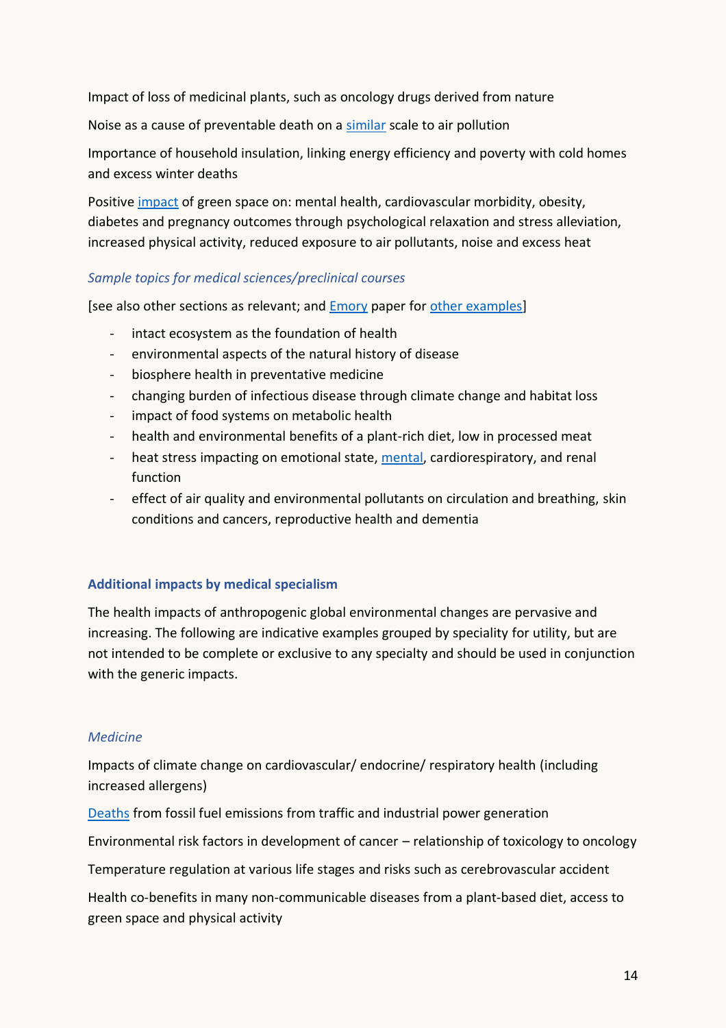Impact of loss of medicinal plants, such as oncology drugs derived from nature

Noise as a cause of preventable death on a similar scale to air pollution

Importance of household insulation, linking energy efficiency and poverty with cold homes and excess winter deaths

Positive impact of green space on: mental health, cardiovascular morbidity, obesity, diabetes and pregnancy outcomes through psychological relaxation and stress alleviation, increased physical activity, reduced exposure to air pollutants, noise and excess heat

### *Sample topics for medical sciences/preclinical courses*

[see also other sections as relevant; and Emory paper for other examples]

- intact ecosystem as the foundation of health
- environmental aspects of the natural history of disease
- biosphere health in preventative medicine
- changing burden of infectious disease through climate change and habitat loss
- impact of food systems on metabolic health
- health and environmental benefits of a plant-rich diet, low in processed meat
- heat stress impacting on emotional state, mental, cardiorespiratory, and renal function
- effect of air quality and environmental pollutants on circulation and breathing, skin conditions and cancers, reproductive health and dementia

## **Additional impacts by medical specialism**

The health impacts of anthropogenic global environmental changes are pervasive and increasing. The following are indicative examples grouped by speciality for utility, but are not intended to be complete or exclusive to any specialty and should be used in conjunction with the generic impacts.

### *Medicine*

Impacts of climate change on cardiovascular/ endocrine/ respiratory health (including increased allergens)

Deaths from fossil fuel emissions from traffic and industrial power generation

Environmental risk factors in development of cancer – relationship of toxicology to oncology

Temperature regulation at various life stages and risks such as cerebrovascular accident

Health co-benefits in many non-communicable diseases from a plant-based diet, access to green space and physical activity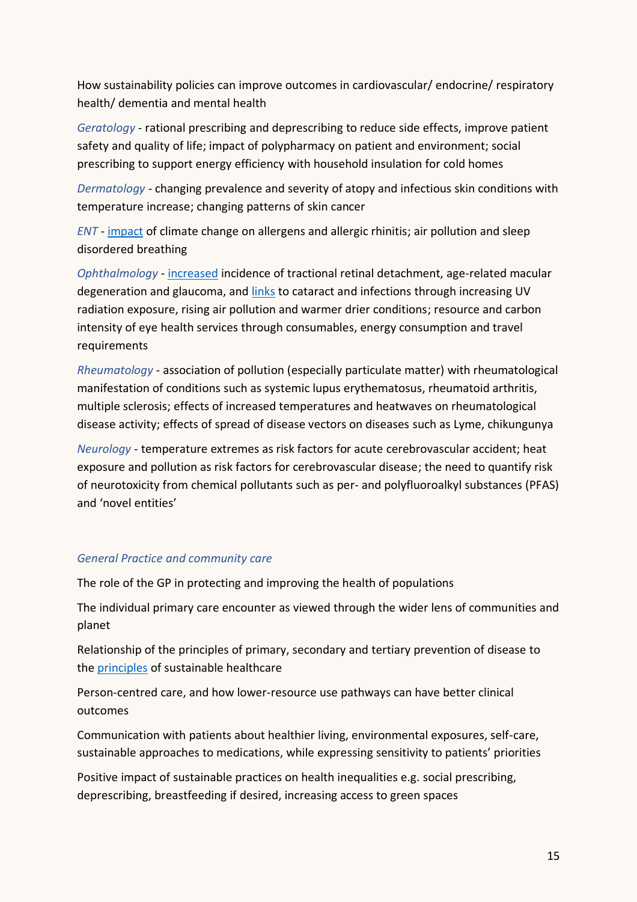How sustainability policies can improve outcomes in cardiovascular/ endocrine/ respiratory health/ dementia and mental health

*Geratology* - rational prescribing and deprescribing to reduce side effects, improve patient safety and quality of life; impact of polypharmacy on patient and environment; social prescribing to support energy efficiency with household insulation for cold homes

*Dermatology* - changing prevalence and severity of atopy and infectious skin conditions with temperature increase; changing patterns of skin cancer

*ENT* - impact of climate change on allergens and allergic rhinitis; air pollution and sleep disordered breathing

*Ophthalmology* - increased incidence of tractional retinal detachment, age-related macular degeneration and glaucoma, and links to cataract and infections through increasing UV radiation exposure, rising air pollution and warmer drier conditions; resource and carbon intensity of eye health services through consumables, energy consumption and travel requirements

*Rheumatology* - association of pollution (especially particulate matter) with rheumatological manifestation of conditions such as systemic lupus erythematosus, rheumatoid arthritis, multiple sclerosis; effects of increased temperatures and heatwaves on rheumatological disease activity; effects of spread of disease vectors on diseases such as Lyme, chikungunya

*Neurology* - temperature extremes as risk factors for acute cerebrovascular accident; heat exposure and pollution as risk factors for cerebrovascular disease; the need to quantify risk of neurotoxicity from chemical pollutants such as per- and polyfluoroalkyl substances (PFAS) and 'novel entities'

*General Practice and community care*

The role of the GP in protecting and improving the health of populations

The individual primary care encounter as viewed through the wider lens of communities and planet

Relationship of the principles of primary, secondary and tertiary prevention of disease to the principles of sustainable healthcare

Person-centred care, and how lower-resource use pathways can have better clinical outcomes

Communication with patients about healthier living, environmental exposures, self-care, sustainable approaches to medications, while expressing sensitivity to patients' priorities

Positive impact of sustainable practices on health inequalities e.g. social prescribing, deprescribing, breastfeeding if desired, increasing access to green spaces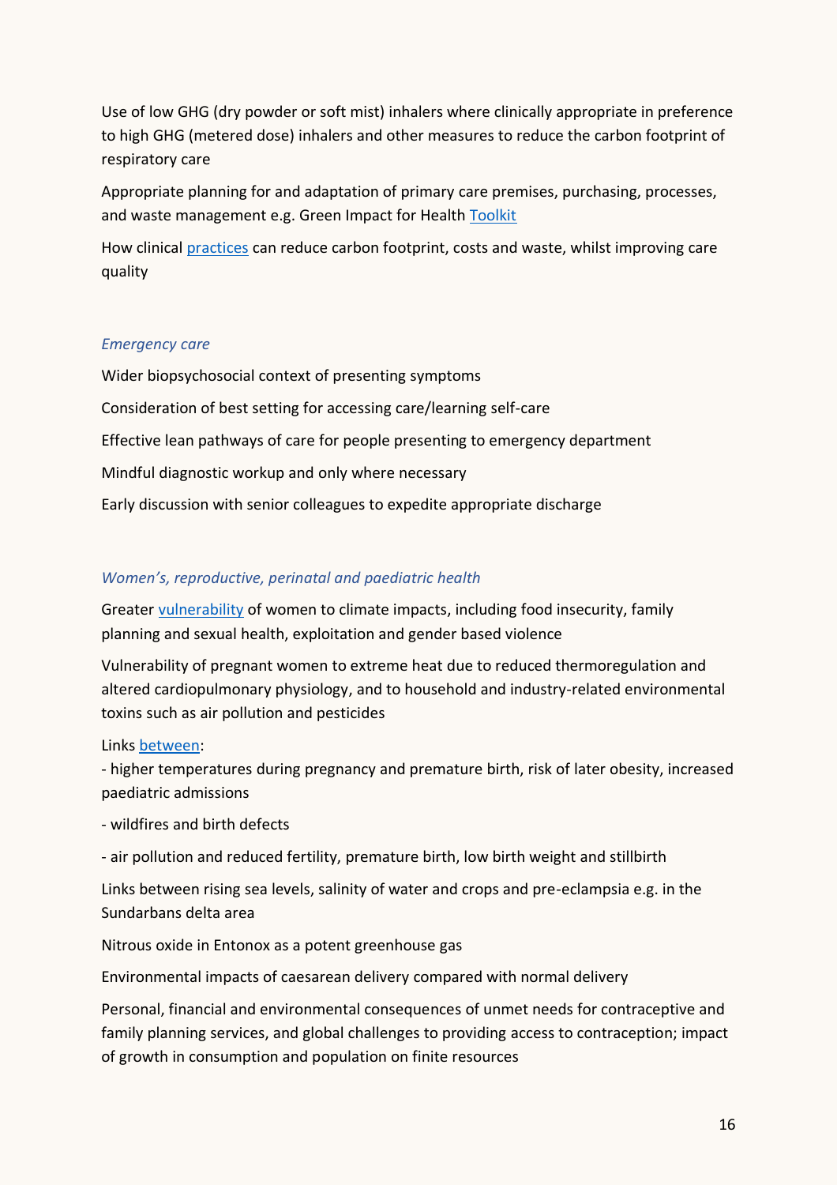Use of low GHG (dry powder or soft mist) inhalers where clinically appropriate in preference to high GHG (metered dose) inhalers and other measures to reduce the carbon footprint of respiratory care

Appropriate planning for and adaptation of primary care premises, purchasing, processes, and waste management e.g. Green Impact for Health Toolkit

How clinical practices can reduce carbon footprint, costs and waste, whilst improving care quality

*Emergency care*

Wider biopsychosocial context of presenting symptoms

Consideration of best setting for accessing care/learning self-care

Effective lean pathways of care for people presenting to emergency department

Mindful diagnostic workup and only where necessary

Early discussion with senior colleagues to expedite appropriate discharge

*Women's, reproductive, perinatal and paediatric health*

Greater vulnerability of women to climate impacts, including food insecurity, family planning and sexual health, exploitation and gender based violence

Vulnerability of pregnant women to extreme heat due to reduced thermoregulation and altered cardiopulmonary physiology, and to household and industry-related environmental toxins such as air pollution and pesticides

Links between:

- higher temperatures during pregnancy and premature birth, risk of later obesity, increased paediatric admissions
- wildfires and birth defects
- air pollution and reduced fertility, premature birth, low birth weight and stillbirth

Links between rising sea levels, salinity of water and crops and pre-eclampsia e.g. in the Sundarbans delta area

Nitrous oxide in Entonox as a potent greenhouse gas

Environmental impacts of caesarean delivery compared with normal delivery

Personal, financial and environmental consequences of unmet needs for contraceptive and family planning services, and global challenges to providing access to contraception; impact of growth in consumption and population on finite resources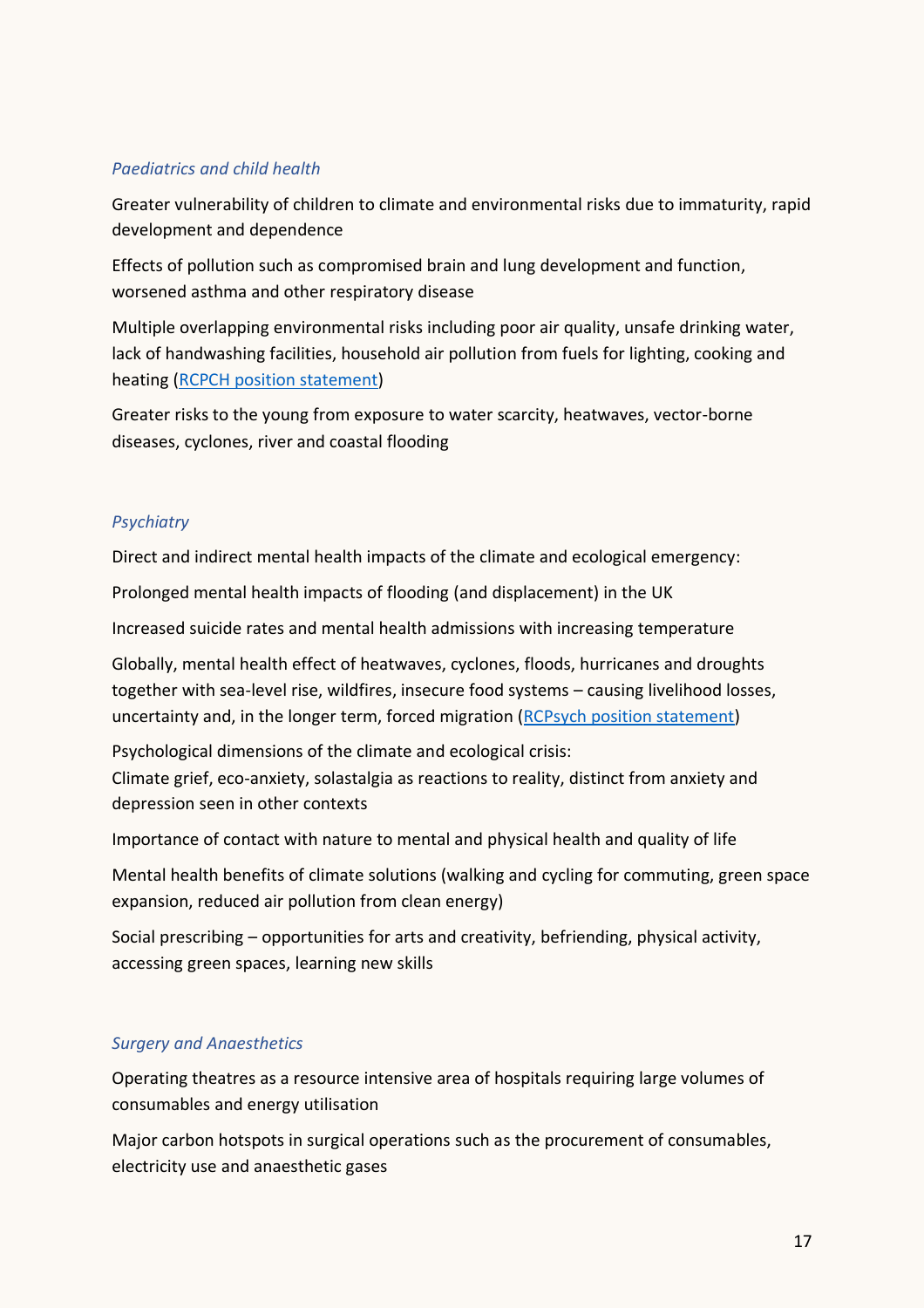*Paediatrics and child health*

Greater vulnerability of children to climate and environmental risks due to immaturity, rapid development and dependence

Effects of pollution such as compromised brain and lung development and function, worsened asthma and other respiratory disease

Multiple overlapping environmental risks including poor air quality, unsafe drinking water, lack of handwashing facilities, household air pollution from fuels for lighting, cooking and heating (RCPCH position statement)

Greater risks to the young from exposure to water scarcity, heatwaves, vector-borne diseases, cyclones, river and coastal flooding

*Psychiatry*

Direct and indirect mental health impacts of the climate and ecological emergency:

Prolonged mental health impacts of flooding (and displacement) in the UK

Increased suicide rates and mental health admissions with increasing temperature

Globally, mental health effect of heatwaves, cyclones, floods, hurricanes and droughts together with sea-level rise, wildfires, insecure food systems – causing livelihood losses, uncertainty and, in the longer term, forced migration (RCPsych position statement)

Psychological dimensions of the climate and ecological crisis:
Climate grief, eco-anxiety, solastalgia as reactions to reality, distinct from anxiety and depression seen in other contexts

Importance of contact with nature to mental and physical health and quality of life

Mental health benefits of climate solutions (walking and cycling for commuting, green space expansion, reduced air pollution from clean energy)

Social prescribing – opportunities for arts and creativity, befriending, physical activity, accessing green spaces, learning new skills

*Surgery and Anaesthetics*

Operating theatres as a resource intensive area of hospitals requiring large volumes of consumables and energy utilisation

Major carbon hotspots in surgical operations such as the procurement of consumables, electricity use and anaesthetic gases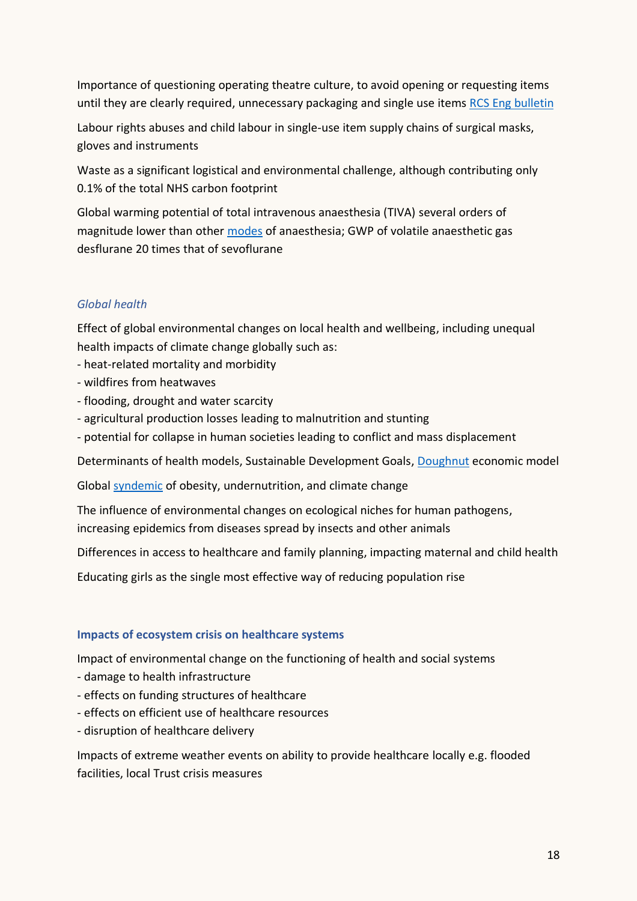Importance of questioning operating theatre culture, to avoid opening or requesting items until they are clearly required, unnecessary packaging and single use items [RCS Eng bulletin]

Labour rights abuses and child labour in single-use item supply chains of surgical masks, gloves and instruments

Waste as a significant logistical and environmental challenge, although contributing only 0.1% of the total NHS carbon footprint

Global warming potential of total intravenous anaesthesia (TIVA) several orders of magnitude lower than other [modes] of anaesthesia; GWP of volatile anaesthetic gas desflurane 20 times that of sevoflurane

### *Global health*

Effect of global environmental changes on local health and wellbeing, including unequal health impacts of climate change globally such as:
- heat-related mortality and morbidity
- wildfires from heatwaves
- flooding, drought and water scarcity
- agricultural production losses leading to malnutrition and stunting
- potential for collapse in human societies leading to conflict and mass displacement

Determinants of health models, Sustainable Development Goals, [Doughnut] economic model

Global [syndemic] of obesity, undernutrition, and climate change

The influence of environmental changes on ecological niches for human pathogens, increasing epidemics from diseases spread by insects and other animals

Differences in access to healthcare and family planning, impacting maternal and child health

Educating girls as the single most effective way of reducing population rise

### **Impacts of ecosystem crisis on healthcare systems**

Impact of environmental change on the functioning of health and social systems
- damage to health infrastructure
- effects on funding structures of healthcare
- effects on efficient use of healthcare resources
- disruption of healthcare delivery

Impacts of extreme weather events on ability to provide healthcare locally e.g. flooded facilities, local Trust crisis measures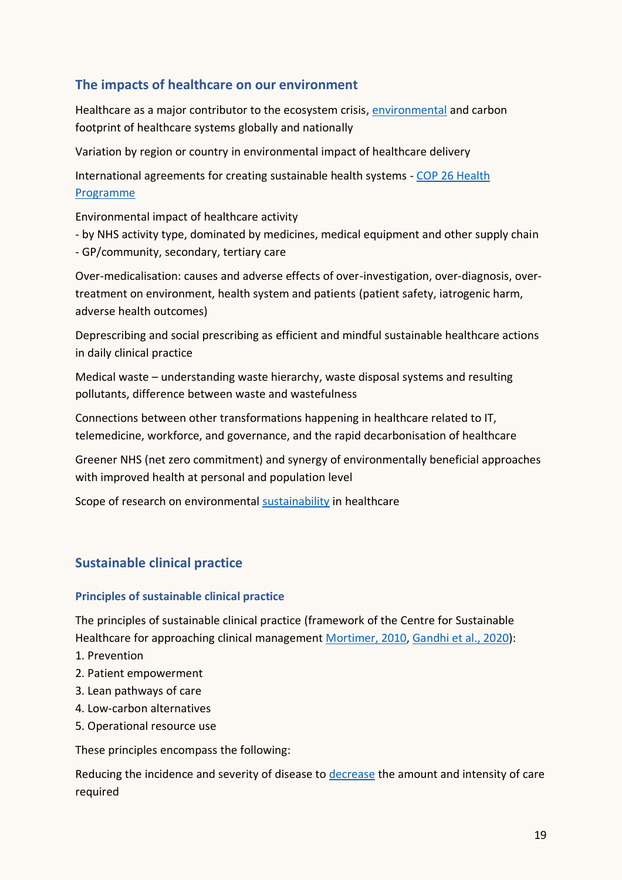## The impacts of healthcare on our environment

Healthcare as a major contributor to the ecosystem crisis, environmental and carbon footprint of healthcare systems globally and nationally

Variation by region or country in environmental impact of healthcare delivery

International agreements for creating sustainable health systems - COP 26 Health Programme

Environmental impact of healthcare activity
- by NHS activity type, dominated by medicines, medical equipment and other supply chain
- GP/community, secondary, tertiary care

Over-medicalisation: causes and adverse effects of over-investigation, over-diagnosis, over-treatment on environment, health system and patients (patient safety, iatrogenic harm, adverse health outcomes)

Deprescribing and social prescribing as efficient and mindful sustainable healthcare actions in daily clinical practice

Medical waste – understanding waste hierarchy, waste disposal systems and resulting pollutants, difference between waste and wastefulness

Connections between other transformations happening in healthcare related to IT, telemedicine, workforce, and governance, and the rapid decarbonisation of healthcare

Greener NHS (net zero commitment) and synergy of environmentally beneficial approaches with improved health at personal and population level

Scope of research on environmental sustainability in healthcare

## Sustainable clinical practice

### Principles of sustainable clinical practice

The principles of sustainable clinical practice (framework of the Centre for Sustainable Healthcare for approaching clinical management Mortimer, 2010, Gandhi et al., 2020):
1. Prevention
2. Patient empowerment
3. Lean pathways of care
4. Low-carbon alternatives
5. Operational resource use

These principles encompass the following:

Reducing the incidence and severity of disease to decrease the amount and intensity of care required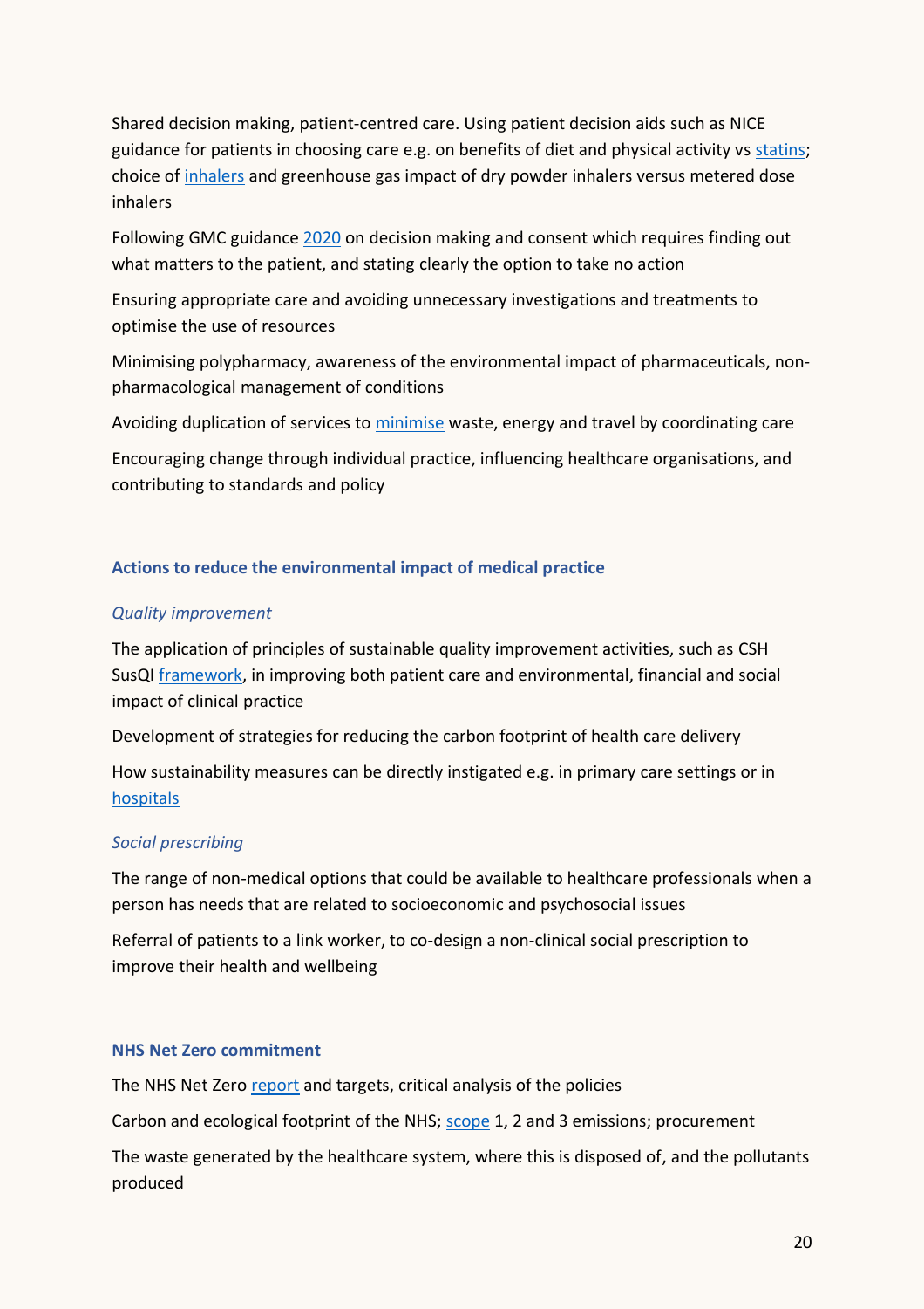Shared decision making, patient-centred care. Using patient decision aids such as NICE guidance for patients in choosing care e.g. on benefits of diet and physical activity vs statins; choice of inhalers and greenhouse gas impact of dry powder inhalers versus metered dose inhalers

Following GMC guidance 2020 on decision making and consent which requires finding out what matters to the patient, and stating clearly the option to take no action

Ensuring appropriate care and avoiding unnecessary investigations and treatments to optimise the use of resources

Minimising polypharmacy, awareness of the environmental impact of pharmaceuticals, non-pharmacological management of conditions

Avoiding duplication of services to minimise waste, energy and travel by coordinating care

Encouraging change through individual practice, influencing healthcare organisations, and contributing to standards and policy

### Actions to reduce the environmental impact of medical practice

*Quality improvement*

The application of principles of sustainable quality improvement activities, such as CSH SusQI framework, in improving both patient care and environmental, financial and social impact of clinical practice

Development of strategies for reducing the carbon footprint of health care delivery

How sustainability measures can be directly instigated e.g. in primary care settings or in hospitals

*Social prescribing*

The range of non-medical options that could be available to healthcare professionals when a person has needs that are related to socioeconomic and psychosocial issues

Referral of patients to a link worker, to co-design a non-clinical social prescription to improve their health and wellbeing

### NHS Net Zero commitment

The NHS Net Zero report and targets, critical analysis of the policies

Carbon and ecological footprint of the NHS; scope 1, 2 and 3 emissions; procurement

The waste generated by the healthcare system, where this is disposed of, and the pollutants produced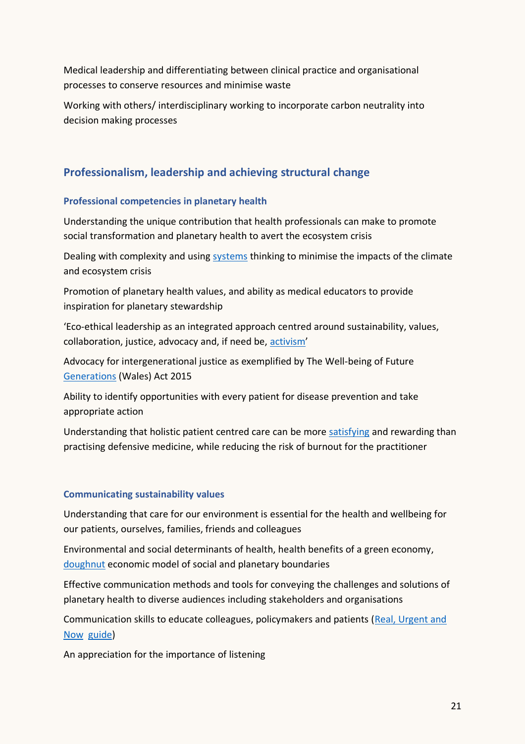Medical leadership and differentiating between clinical practice and organisational processes to conserve resources and minimise waste

Working with others/ interdisciplinary working to incorporate carbon neutrality into decision making processes

## Professionalism, leadership and achieving structural change

### Professional competencies in planetary health

Understanding the unique contribution that health professionals can make to promote social transformation and planetary health to avert the ecosystem crisis

Dealing with complexity and using systems thinking to minimise the impacts of the climate and ecosystem crisis

Promotion of planetary health values, and ability as medical educators to provide inspiration for planetary stewardship

'Eco-ethical leadership as an integrated approach centred around sustainability, values, collaboration, justice, advocacy and, if need be, activism'

Advocacy for intergenerational justice as exemplified by The Well-being of Future Generations (Wales) Act 2015

Ability to identify opportunities with every patient for disease prevention and take appropriate action

Understanding that holistic patient centred care can be more satisfying and rewarding than practising defensive medicine, while reducing the risk of burnout for the practitioner

### Communicating sustainability values

Understanding that care for our environment is essential for the health and wellbeing for our patients, ourselves, families, friends and colleagues

Environmental and social determinants of health, health benefits of a green economy, doughnut economic model of social and planetary boundaries

Effective communication methods and tools for conveying the challenges and solutions of planetary health to diverse audiences including stakeholders and organisations

Communication skills to educate colleagues, policymakers and patients (Real, Urgent and Now guide)

An appreciation for the importance of listening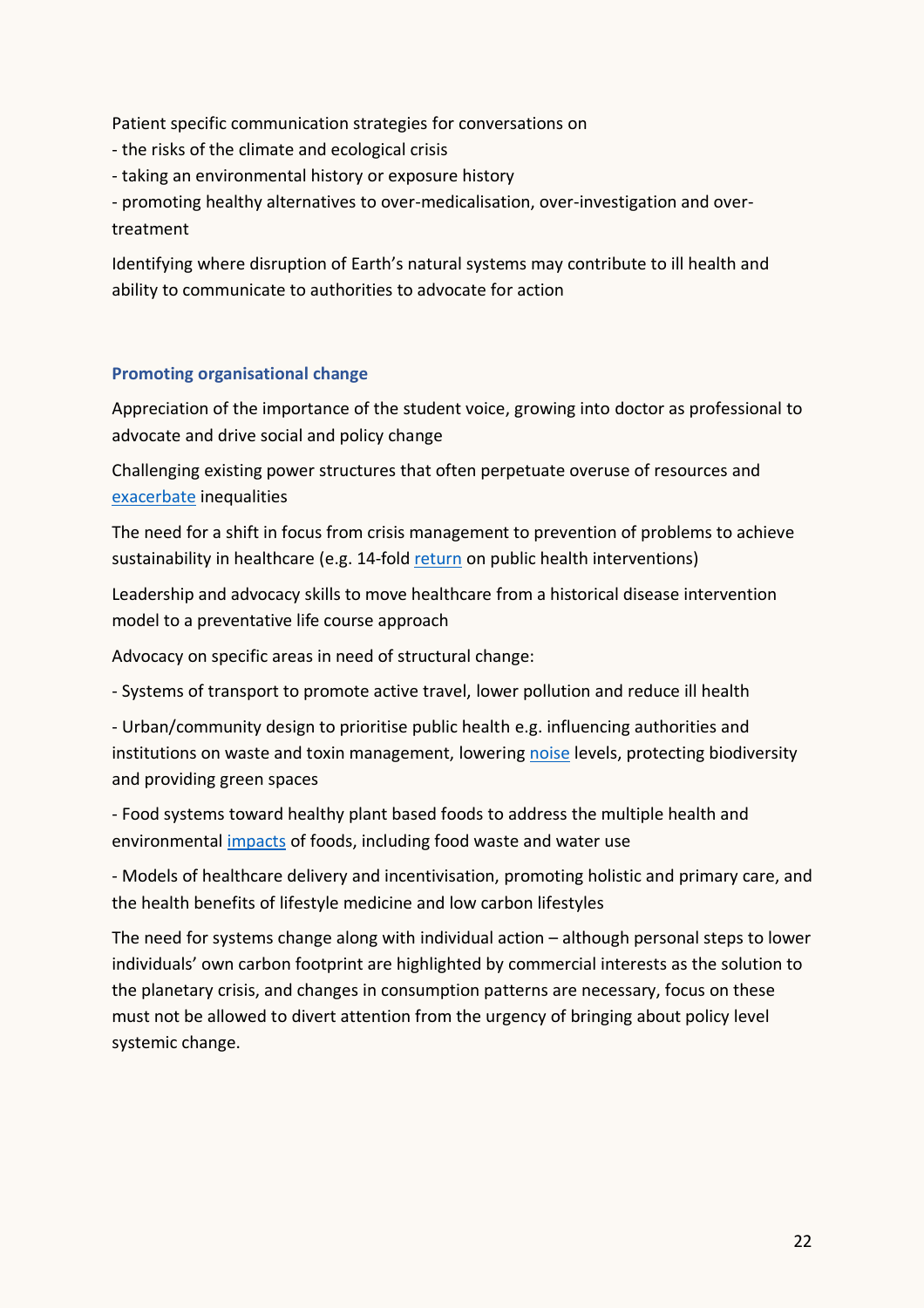Patient specific communication strategies for conversations on

- the risks of the climate and ecological crisis
- taking an environmental history or exposure history
- promoting healthy alternatives to over-medicalisation, over-investigation and over-treatment

Identifying where disruption of Earth's natural systems may contribute to ill health and ability to communicate to authorities to advocate for action

### Promoting organisational change

Appreciation of the importance of the student voice, growing into doctor as professional to advocate and drive social and policy change

Challenging existing power structures that often perpetuate overuse of resources and exacerbate inequalities

The need for a shift in focus from crisis management to prevention of problems to achieve sustainability in healthcare (e.g. 14-fold return on public health interventions)

Leadership and advocacy skills to move healthcare from a historical disease intervention model to a preventative life course approach

Advocacy on specific areas in need of structural change:

- Systems of transport to promote active travel, lower pollution and reduce ill health

- Urban/community design to prioritise public health e.g. influencing authorities and institutions on waste and toxin management, lowering noise levels, protecting biodiversity and providing green spaces

- Food systems toward healthy plant based foods to address the multiple health and environmental impacts of foods, including food waste and water use

- Models of healthcare delivery and incentivisation, promoting holistic and primary care, and the health benefits of lifestyle medicine and low carbon lifestyles

The need for systems change along with individual action – although personal steps to lower individuals' own carbon footprint are highlighted by commercial interests as the solution to the planetary crisis, and changes in consumption patterns are necessary, focus on these must not be allowed to divert attention from the urgency of bringing about policy level systemic change.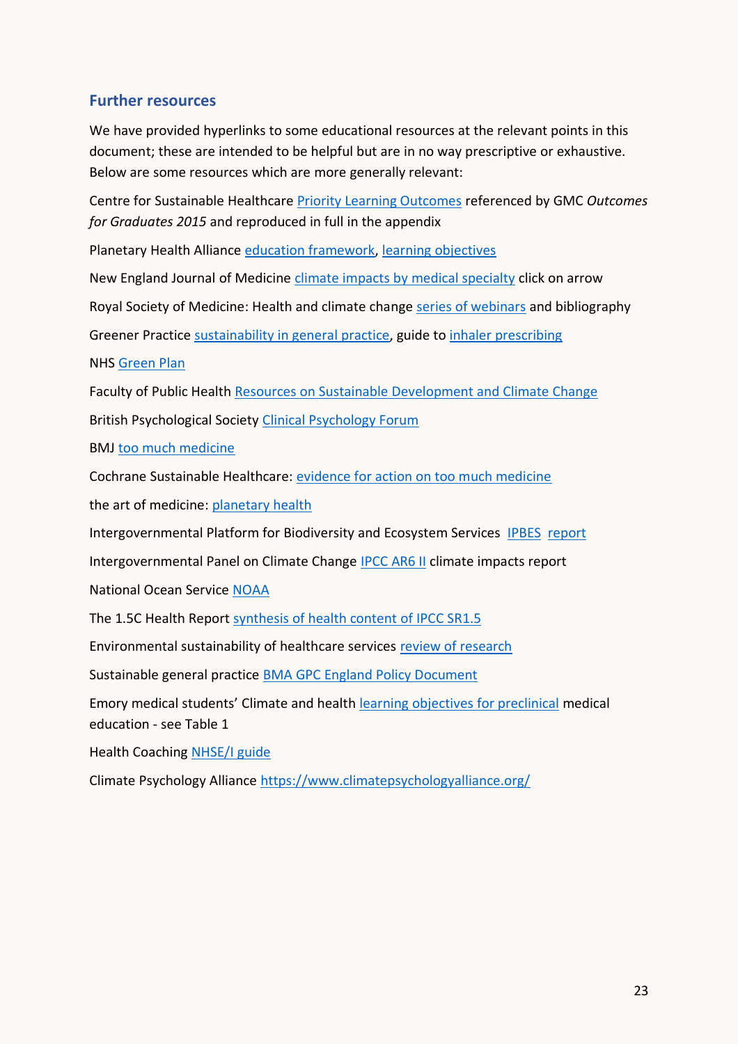## Further resources

We have provided hyperlinks to some educational resources at the relevant points in this document; these are intended to be helpful but are in no way prescriptive or exhaustive. Below are some resources which are more generally relevant:

Centre for Sustainable Healthcare Priority Learning Outcomes referenced by GMC *Outcomes for Graduates 2015* and reproduced in full in the appendix

Planetary Health Alliance education framework, learning objectives

New England Journal of Medicine climate impacts by medical specialty click on arrow

Royal Society of Medicine: Health and climate change series of webinars and bibliography

Greener Practice sustainability in general practice, guide to inhaler prescribing

NHS Green Plan

Faculty of Public Health Resources on Sustainable Development and Climate Change

British Psychological Society Clinical Psychology Forum

BMJ too much medicine

Cochrane Sustainable Healthcare: evidence for action on too much medicine

the art of medicine: planetary health

Intergovernmental Platform for Biodiversity and Ecosystem Services IPBES report

Intergovernmental Panel on Climate Change IPCC AR6 II climate impacts report

National Ocean Service NOAA

The 1.5C Health Report synthesis of health content of IPCC SR1.5

Environmental sustainability of healthcare services review of research

Sustainable general practice BMA GPC England Policy Document

Emory medical students' Climate and health learning objectives for preclinical medical education - see Table 1

Health Coaching NHSE/I guide

Climate Psychology Alliance https://www.climatepsychologyalliance.org/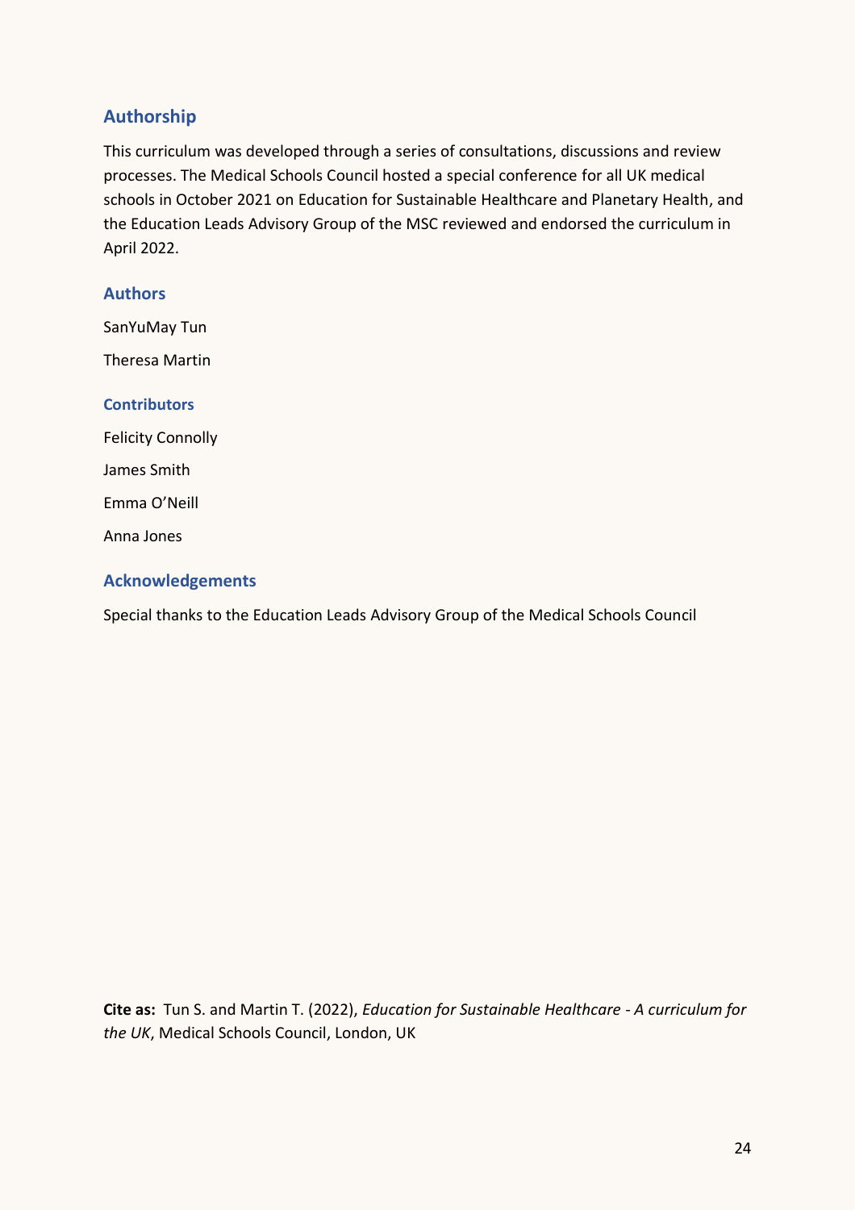## Authorship

This curriculum was developed through a series of consultations, discussions and review processes. The Medical Schools Council hosted a special conference for all UK medical schools in October 2021 on Education for Sustainable Healthcare and Planetary Health, and the Education Leads Advisory Group of the MSC reviewed and endorsed the curriculum in April 2022.

### Authors

SanYuMay Tun

Theresa Martin

#### Contributors

Felicity Connolly

James Smith

Emma O'Neill

Anna Jones

### Acknowledgements

Special thanks to the Education Leads Advisory Group of the Medical Schools Council

**Cite as:** Tun S. and Martin T. (2022), *Education for Sustainable Healthcare - A curriculum for the UK*, Medical Schools Council, London, UK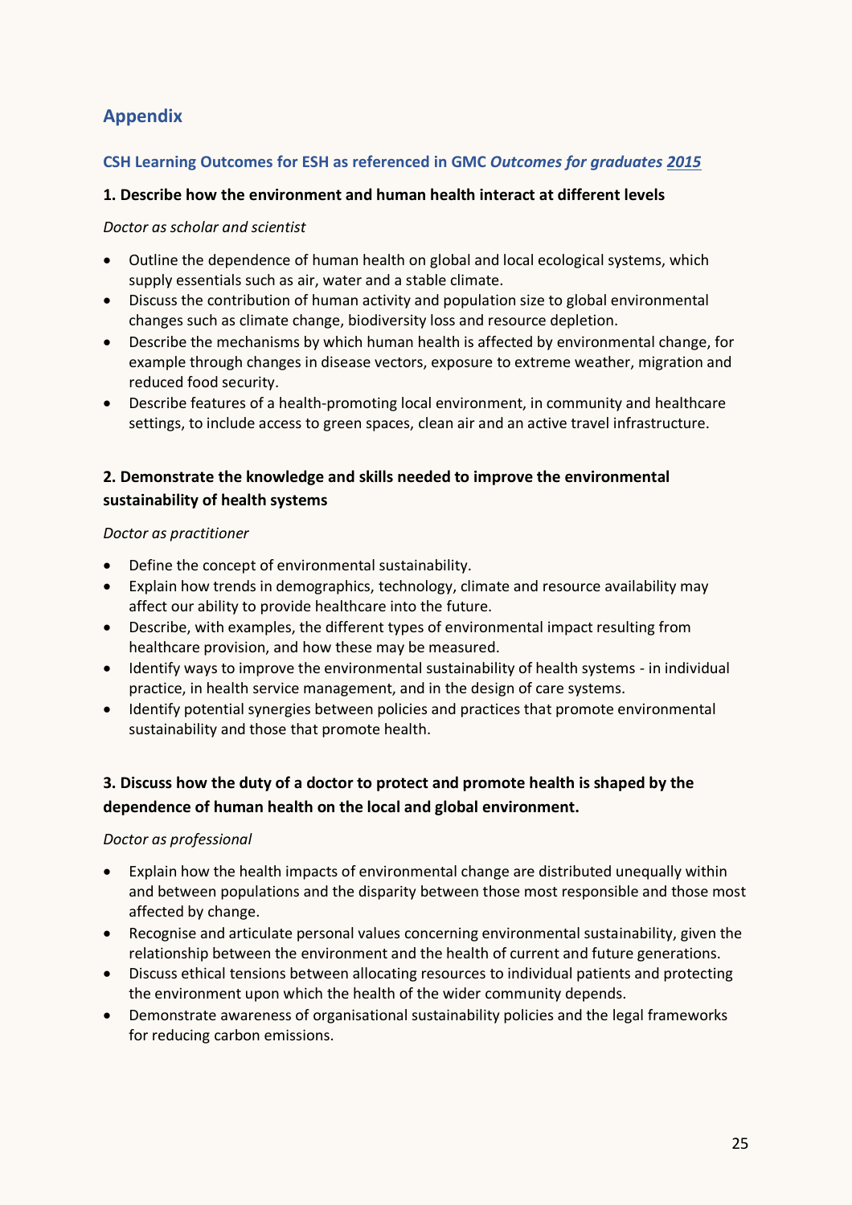## Appendix

### CSH Learning Outcomes for ESH as referenced in GMC *Outcomes for graduates* 2015

#### 1. Describe how the environment and human health interact at different levels

*Doctor as scholar and scientist*

- Outline the dependence of human health on global and local ecological systems, which supply essentials such as air, water and a stable climate.
- Discuss the contribution of human activity and population size to global environmental changes such as climate change, biodiversity loss and resource depletion.
- Describe the mechanisms by which human health is affected by environmental change, for example through changes in disease vectors, exposure to extreme weather, migration and reduced food security.
- Describe features of a health-promoting local environment, in community and healthcare settings, to include access to green spaces, clean air and an active travel infrastructure.

#### 2. Demonstrate the knowledge and skills needed to improve the environmental sustainability of health systems

*Doctor as practitioner*

- Define the concept of environmental sustainability.
- Explain how trends in demographics, technology, climate and resource availability may affect our ability to provide healthcare into the future.
- Describe, with examples, the different types of environmental impact resulting from healthcare provision, and how these may be measured.
- Identify ways to improve the environmental sustainability of health systems - in individual practice, in health service management, and in the design of care systems.
- Identify potential synergies between policies and practices that promote environmental sustainability and those that promote health.

#### 3. Discuss how the duty of a doctor to protect and promote health is shaped by the dependence of human health on the local and global environment.

*Doctor as professional*

- Explain how the health impacts of environmental change are distributed unequally within and between populations and the disparity between those most responsible and those most affected by change.
- Recognise and articulate personal values concerning environmental sustainability, given the relationship between the environment and the health of current and future generations.
- Discuss ethical tensions between allocating resources to individual patients and protecting the environment upon which the health of the wider community depends.
- Demonstrate awareness of organisational sustainability policies and the legal frameworks for reducing carbon emissions.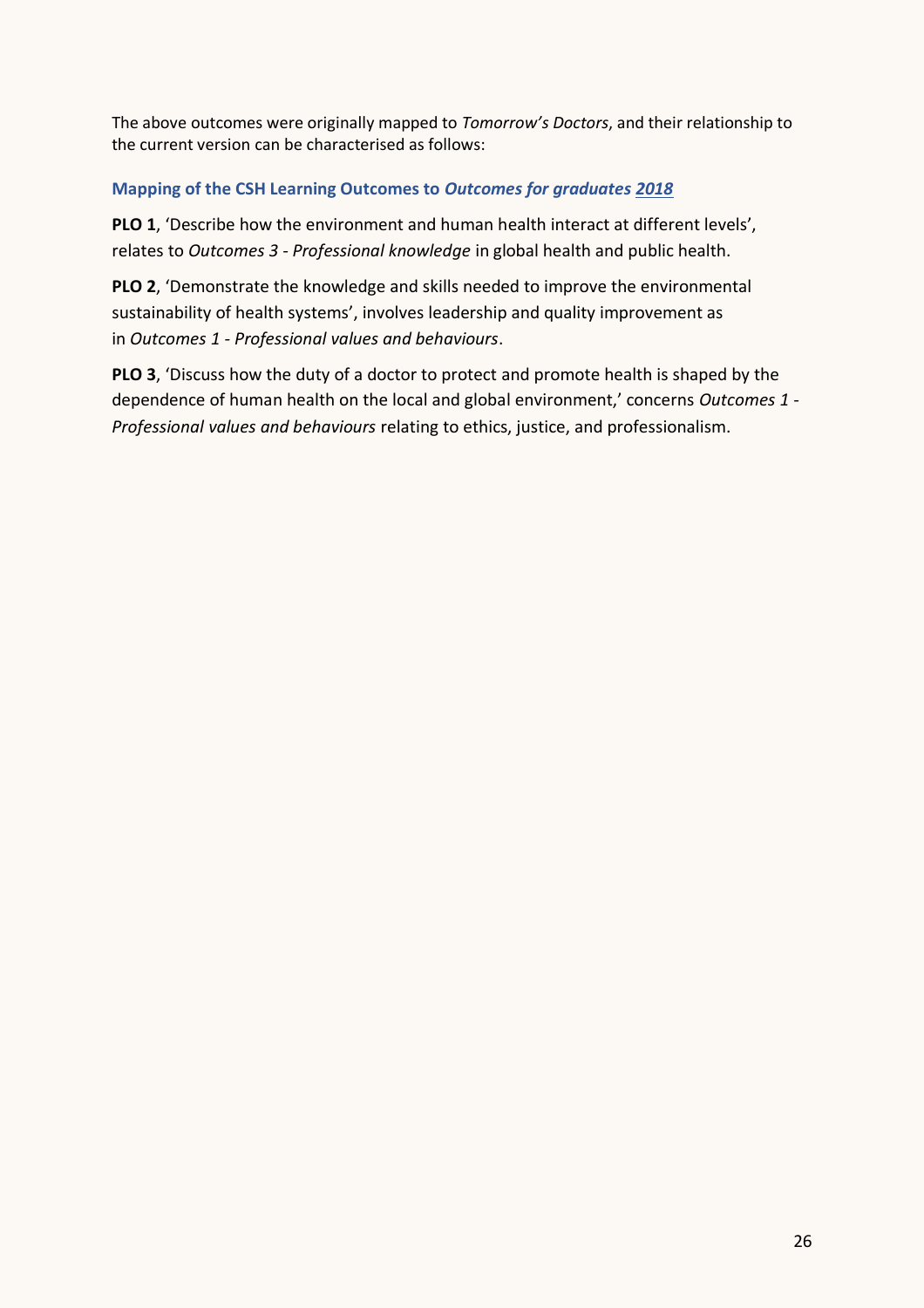The above outcomes were originally mapped to *Tomorrow's Doctors*, and their relationship to the current version can be characterised as follows:

### Mapping of the CSH Learning Outcomes to *Outcomes for graduates* 2018

**PLO 1**, 'Describe how the environment and human health interact at different levels', relates to *Outcomes 3 - Professional knowledge* in global health and public health.

**PLO 2**, 'Demonstrate the knowledge and skills needed to improve the environmental sustainability of health systems', involves leadership and quality improvement as in *Outcomes 1 - Professional values and behaviours*.

**PLO 3**, 'Discuss how the duty of a doctor to protect and promote health is shaped by the dependence of human health on the local and global environment,' concerns *Outcomes 1 - Professional values and behaviours* relating to ethics, justice, and professionalism.